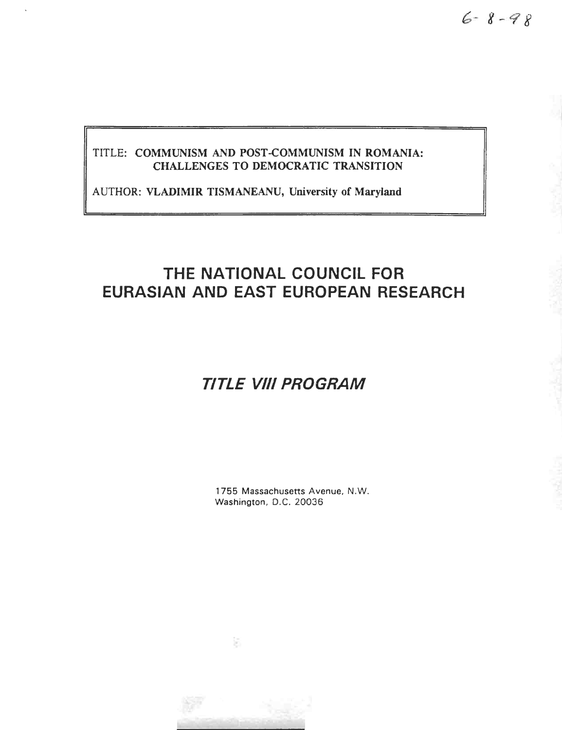6-8-98

TITLE: **COMMUNISM AND POST-COMMUNISM IN ROMANIA: CHALLENGES TO DEMOCRATIC TRANSITION**

AUTHOR: **VLADIMIR TISMANEANU, University of Maryland**

# THE NATIONAL COUNCIL FOR EURASIAN AND EAST EUROPEAN RESEARCH

## *TITLE VIII PROGRAM*

1755 Massachusetts Avenue, N.W.
Washington, D.C. 20036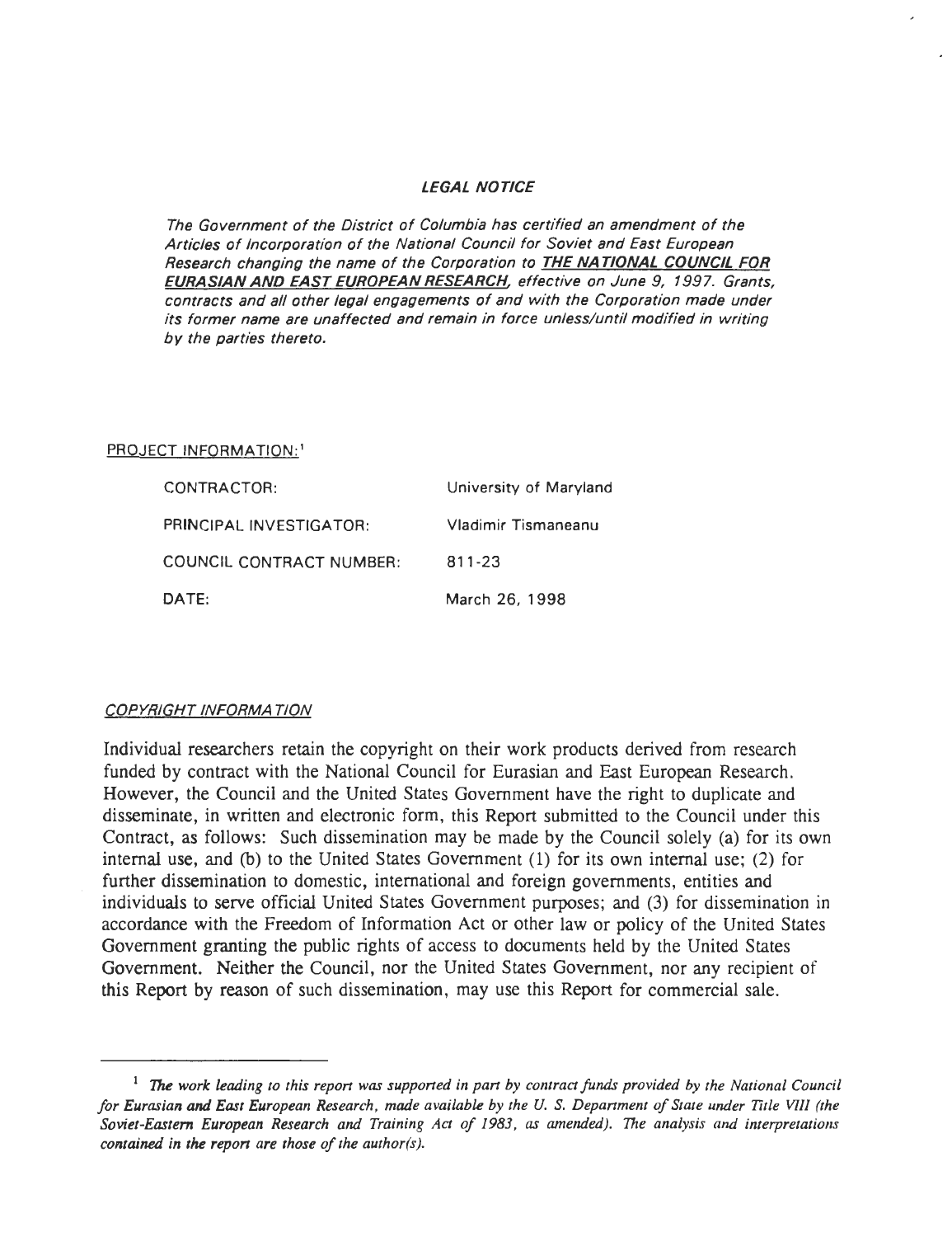### *LEGAL NOTICE*

*The Government of the District of Columbia has certified an amendment of the Articles of Incorporation of the National Council for Soviet and East European Research changing the name of the Corporation to* ***THE NATIONAL COUNCIL FOR EURASIAN AND EAST EUROPEAN RESEARCH****, effective on June 9, 1997. Grants, contracts and all other legal engagements of and with the Corporation made under its former name are unaffected and remain in force unless/until modified in writing by the parties thereto.*

PROJECT INFORMATION:[1]

| | |
|---|---|
| CONTRACTOR: | University of Maryland |
| PRINCIPAL INVESTIGATOR: | Vladimir Tismaneanu |
| COUNCIL CONTRACT NUMBER: | 811-23 |
| DATE: | March 26, 1998 |

*COPYRIGHT INFORMATION*

Individual researchers retain the copyright on their work products derived from research funded by contract with the National Council for Eurasian and East European Research. However, the Council and the United States Government have the right to duplicate and disseminate, in written and electronic form, this Report submitted to the Council under this Contract, as follows: Such dissemination may be made by the Council solely (a) for its own internal use, and (b) to the United States Government (1) for its own internal use; (2) for further dissemination to domestic, international and foreign governments, entities and individuals to serve official United States Government purposes; and (3) for dissemination in accordance with the Freedom of Information Act or other law or policy of the United States Government granting the public rights of access to documents held by the United States Government. Neither the Council, nor the United States Government, nor any recipient of this Report by reason of such dissemination, may use this Report for commercial sale.

---

[1] *The work leading to this report was supported in part by contract funds provided by the National Council for Eurasian and East European Research, made available by the U. S. Department of State under Title VIII (the Soviet-Eastern European Research and Training Act of 1983, as amended). The analysis and interpretations contained in the report are those of the author(s).*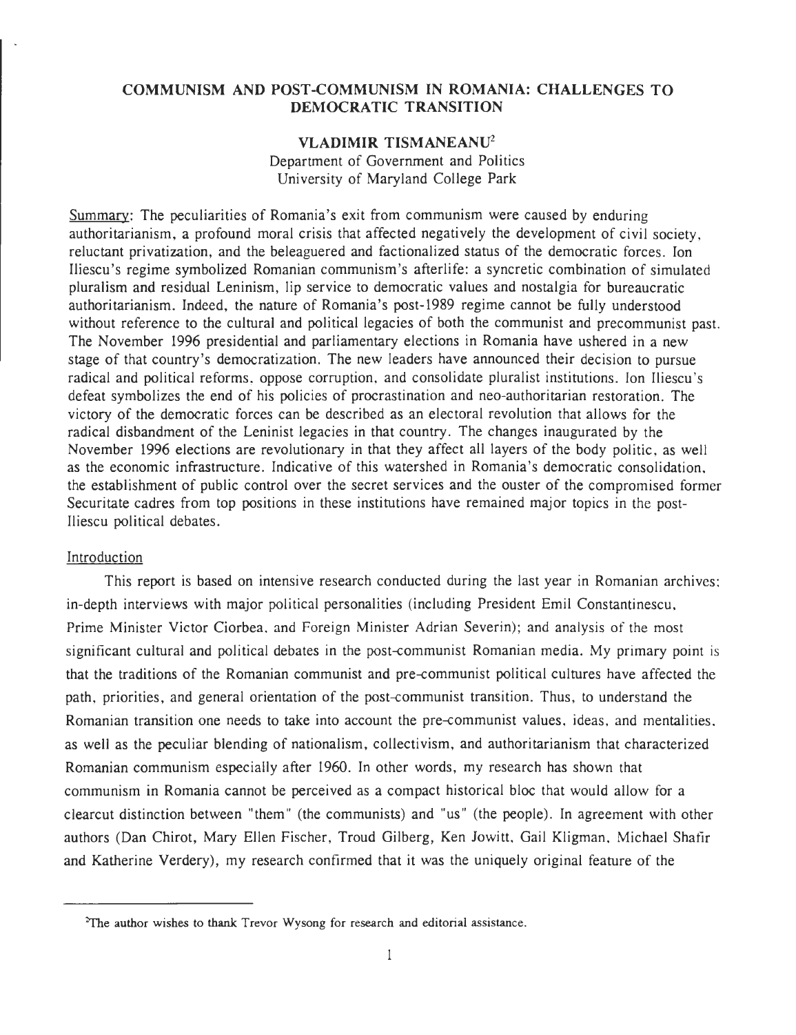# COMMUNISM AND POST-COMMUNISM IN ROMANIA: CHALLENGES TO DEMOCRATIC TRANSITION

**VLADIMIR TISMANEANU**[2]

Department of Government and Politics
University of Maryland College Park

Summary: The peculiarities of Romania's exit from communism were caused by enduring authoritarianism, a profound moral crisis that affected negatively the development of civil society, reluctant privatization, and the beleaguered and factionalized status of the democratic forces. Ion Iliescu's regime symbolized Romanian communism's afterlife: a syncretic combination of simulated pluralism and residual Leninism, lip service to democratic values and nostalgia for bureaucratic authoritarianism. Indeed, the nature of Romania's post-1989 regime cannot be fully understood without reference to the cultural and political legacies of both the communist and precommunist past. The November 1996 presidential and parliamentary elections in Romania have ushered in a new stage of that country's democratization. The new leaders have announced their decision to pursue radical and political reforms, oppose corruption, and consolidate pluralist institutions. Ion Iliescu's defeat symbolizes the end of his policies of procrastination and neo-authoritarian restoration. The victory of the democratic forces can be described as an electoral revolution that allows for the radical disbandment of the Leninist legacies in that country. The changes inaugurated by the November 1996 elections are revolutionary in that they affect all layers of the body politic, as well as the economic infrastructure. Indicative of this watershed in Romania's democratic consolidation, the establishment of public control over the secret services and the ouster of the compromised former Securitate cadres from top positions in these institutions have remained major topics in the post-Iliescu political debates.

## Introduction

This report is based on intensive research conducted during the last year in Romanian archives; in-depth interviews with major political personalities (including President Emil Constantinescu, Prime Minister Victor Ciorbea, and Foreign Minister Adrian Severin); and analysis of the most significant cultural and political debates in the post-communist Romanian media. My primary point is that the traditions of the Romanian communist and pre-communist political cultures have affected the path, priorities, and general orientation of the post-communist transition. Thus, to understand the Romanian transition one needs to take into account the pre-communist values, ideas, and mentalities, as well as the peculiar blending of nationalism, collectivism, and authoritarianism that characterized Romanian communism especially after 1960. In other words, my research has shown that communism in Romania cannot be perceived as a compact historical bloc that would allow for a clearcut distinction between "them" (the communists) and "us" (the people). In agreement with other authors (Dan Chirot, Mary Ellen Fischer, Troud Gilberg, Ken Jowitt, Gail Kligman, Michael Shafir and Katherine Verdery), my research confirmed that it was the uniquely original feature of the

---

[2] The author wishes to thank Trevor Wysong for research and editorial assistance.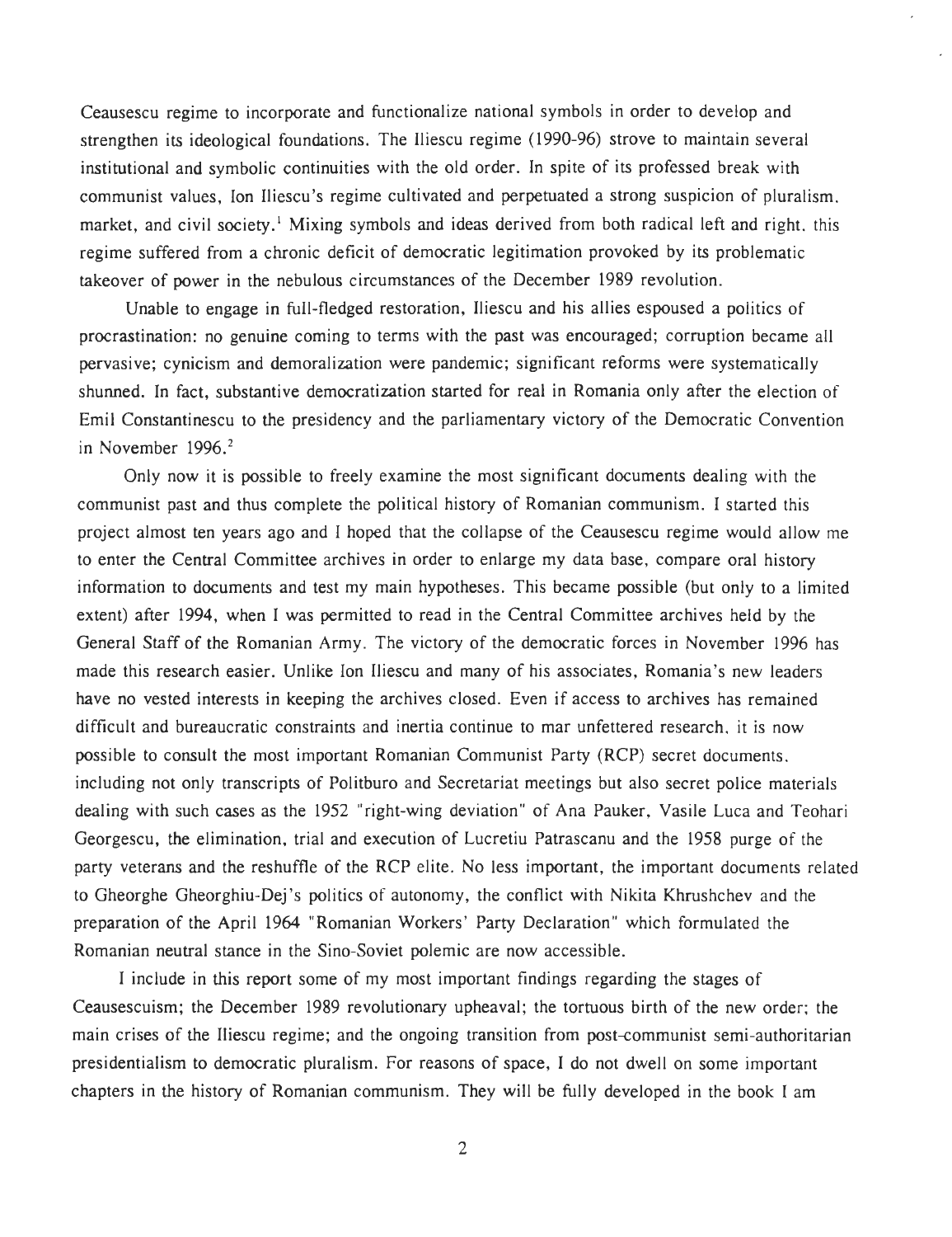Ceausescu regime to incorporate and functionalize national symbols in order to develop and strengthen its ideological foundations. The Iliescu regime (1990-96) strove to maintain several institutional and symbolic continuities with the old order. In spite of its professed break with communist values, Ion Iliescu's regime cultivated and perpetuated a strong suspicion of pluralism, market, and civil society.[1] Mixing symbols and ideas derived from both radical left and right, this regime suffered from a chronic deficit of democratic legitimation provoked by its problematic takeover of power in the nebulous circumstances of the December 1989 revolution.

Unable to engage in full-fledged restoration, Iliescu and his allies espoused a politics of procrastination: no genuine coming to terms with the past was encouraged; corruption became all pervasive; cynicism and demoralization were pandemic; significant reforms were systematically shunned. In fact, substantive democratization started for real in Romania only after the election of Emil Constantinescu to the presidency and the parliamentary victory of the Democratic Convention in November 1996.[2]

Only now it is possible to freely examine the most significant documents dealing with the communist past and thus complete the political history of Romanian communism. I started this project almost ten years ago and I hoped that the collapse of the Ceausescu regime would allow me to enter the Central Committee archives in order to enlarge my data base, compare oral history information to documents and test my main hypotheses. This became possible (but only to a limited extent) after 1994, when I was permitted to read in the Central Committee archives held by the General Staff of the Romanian Army. The victory of the democratic forces in November 1996 has made this research easier. Unlike Ion Iliescu and many of his associates, Romania's new leaders have no vested interests in keeping the archives closed. Even if access to archives has remained difficult and bureaucratic constraints and inertia continue to mar unfettered research, it is now possible to consult the most important Romanian Communist Party (RCP) secret documents, including not only transcripts of Politburo and Secretariat meetings but also secret police materials dealing with such cases as the 1952 "right-wing deviation" of Ana Pauker, Vasile Luca and Teohari Georgescu, the elimination, trial and execution of Lucretiu Patrascanu and the 1958 purge of the party veterans and the reshuffle of the RCP elite. No less important, the important documents related to Gheorghe Gheorghiu-Dej's politics of autonomy, the conflict with Nikita Khrushchev and the preparation of the April 1964 "Romanian Workers' Party Declaration" which formulated the Romanian neutral stance in the Sino-Soviet polemic are now accessible.

I include in this report some of my most important findings regarding the stages of Ceausescuism; the December 1989 revolutionary upheaval; the tortuous birth of the new order; the main crises of the Iliescu regime; and the ongoing transition from post-communist semi-authoritarian presidentialism to democratic pluralism. For reasons of space, I do not dwell on some important chapters in the history of Romanian communism. They will be fully developed in the book I am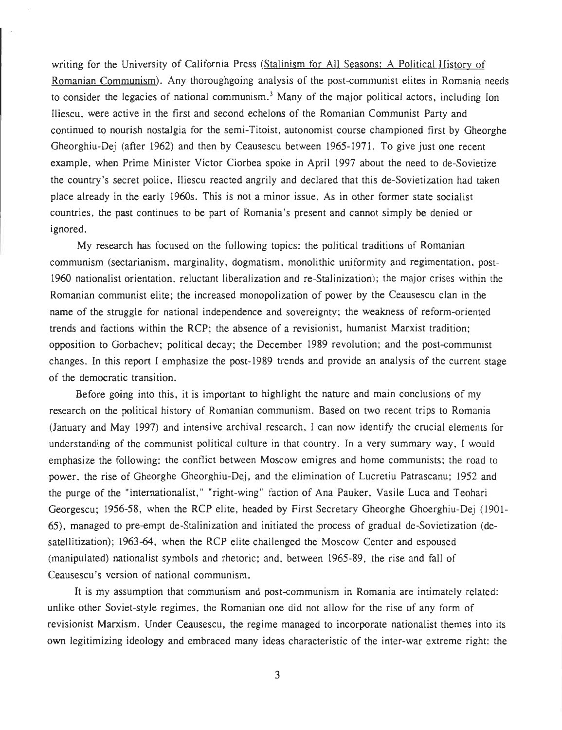writing for the University of California Press (Stalinism for All Seasons: A Political History of Romanian Communism). Any thoroughgoing analysis of the post-communist elites in Romania needs to consider the legacies of national communism.[3] Many of the major political actors, including Ion Iliescu, were active in the first and second echelons of the Romanian Communist Party and continued to nourish nostalgia for the semi-Titoist, autonomist course championed first by Gheorghe Gheorghiu-Dej (after 1962) and then by Ceausescu between 1965-1971. To give just one recent example, when Prime Minister Victor Ciorbea spoke in April 1997 about the need to de-Sovietize the country's secret police, Iliescu reacted angrily and declared that this de-Sovietization had taken place already in the early 1960s. This is not a minor issue. As in other former state socialist countries, the past continues to be part of Romania's present and cannot simply be denied or ignored.

My research has focused on the following topics: the political traditions of Romanian communism (sectarianism, marginality, dogmatism, monolithic uniformity and regimentation, post-1960 nationalist orientation, reluctant liberalization and re-Stalinization); the major crises within the Romanian communist elite; the increased monopolization of power by the Ceausescu clan in the name of the struggle for national independence and sovereignty; the weakness of reform-oriented trends and factions within the RCP; the absence of a revisionist, humanist Marxist tradition; opposition to Gorbachev; political decay; the December 1989 revolution; and the post-communist changes. In this report I emphasize the post-1989 trends and provide an analysis of the current stage of the democratic transition.

Before going into this, it is important to highlight the nature and main conclusions of my research on the political history of Romanian communism. Based on two recent trips to Romania (January and May 1997) and intensive archival research, I can now identify the crucial elements for understanding of the communist political culture in that country. In a very summary way, I would emphasize the following: the conflict between Moscow emigres and home communists; the road to power, the rise of Gheorghe Gheorghiu-Dej, and the elimination of Lucretiu Patrascanu; 1952 and the purge of the "internationalist," "right-wing" faction of Ana Pauker, Vasile Luca and Teohari Georgescu; 1956-58, when the RCP elite, headed by First Secretary Gheorghe Ghoerghiu-Dej (1901-65), managed to pre-empt de-Stalinization and initiated the process of gradual de-Sovietization (de-satellitization); 1963-64, when the RCP elite challenged the Moscow Center and espoused (manipulated) nationalist symbols and rhetoric; and, between 1965-89, the rise and fall of Ceausescu's version of national communism.

It is my assumption that communism and post-communism in Romania are intimately related: unlike other Soviet-style regimes, the Romanian one did not allow for the rise of any form of revisionist Marxism. Under Ceausescu, the regime managed to incorporate nationalist themes into its own legitimizing ideology and embraced many ideas characteristic of the inter-war extreme right: the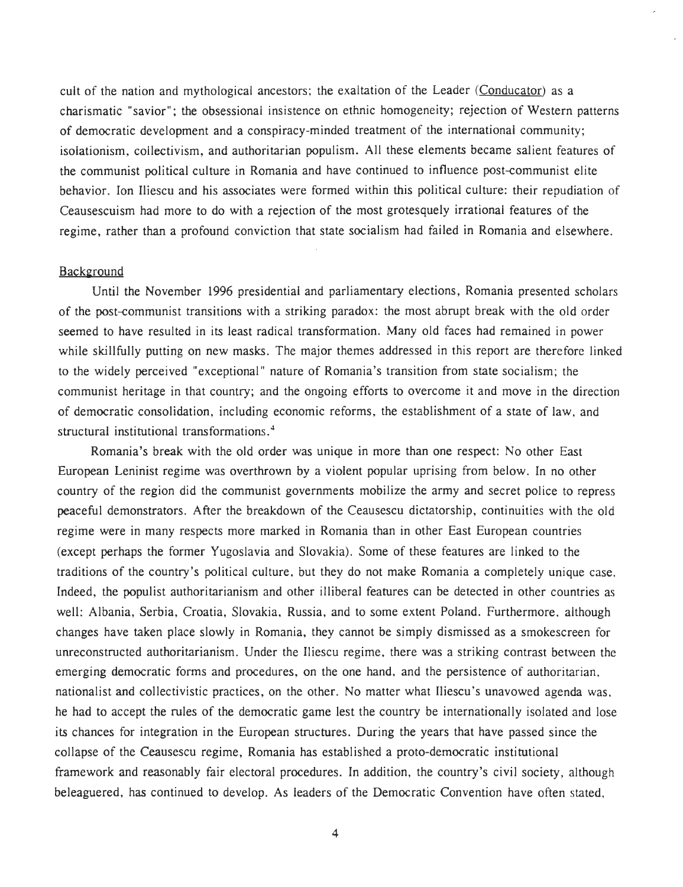cult of the nation and mythological ancestors; the exaltation of the Leader (Conducator) as a charismatic "savior"; the obsessional insistence on ethnic homogeneity; rejection of Western patterns of democratic development and a conspiracy-minded treatment of the international community; isolationism, collectivism, and authoritarian populism. All these elements became salient features of the communist political culture in Romania and have continued to influence post-communist elite behavior. Ion Iliescu and his associates were formed within this political culture: their repudiation of Ceausescuism had more to do with a rejection of the most grotesquely irrational features of the regime, rather than a profound conviction that state socialism had failed in Romania and elsewhere.

## Background

Until the November 1996 presidential and parliamentary elections, Romania presented scholars of the post-communist transitions with a striking paradox: the most abrupt break with the old order seemed to have resulted in its least radical transformation. Many old faces had remained in power while skillfully putting on new masks. The major themes addressed in this report are therefore linked to the widely perceived "exceptional" nature of Romania's transition from state socialism; the communist heritage in that country; and the ongoing efforts to overcome it and move in the direction of democratic consolidation, including economic reforms, the establishment of a state of law, and structural institutional transformations.[4]

Romania's break with the old order was unique in more than one respect: No other East European Leninist regime was overthrown by a violent popular uprising from below. In no other country of the region did the communist governments mobilize the army and secret police to repress peaceful demonstrators. After the breakdown of the Ceausescu dictatorship, continuities with the old regime were in many respects more marked in Romania than in other East European countries (except perhaps the former Yugoslavia and Slovakia). Some of these features are linked to the traditions of the country's political culture, but they do not make Romania a completely unique case. Indeed, the populist authoritarianism and other illiberal features can be detected in other countries as well: Albania, Serbia, Croatia, Slovakia, Russia, and to some extent Poland. Furthermore, although changes have taken place slowly in Romania, they cannot be simply dismissed as a smokescreen for unreconstructed authoritarianism. Under the Iliescu regime, there was a striking contrast between the emerging democratic forms and procedures, on the one hand, and the persistence of authoritarian, nationalist and collectivistic practices, on the other. No matter what Iliescu's unavowed agenda was, he had to accept the rules of the democratic game lest the country be internationally isolated and lose its chances for integration in the European structures. During the years that have passed since the collapse of the Ceausescu regime, Romania has established a proto-democratic institutional framework and reasonably fair electoral procedures. In addition, the country's civil society, although beleaguered, has continued to develop. As leaders of the Democratic Convention have often stated,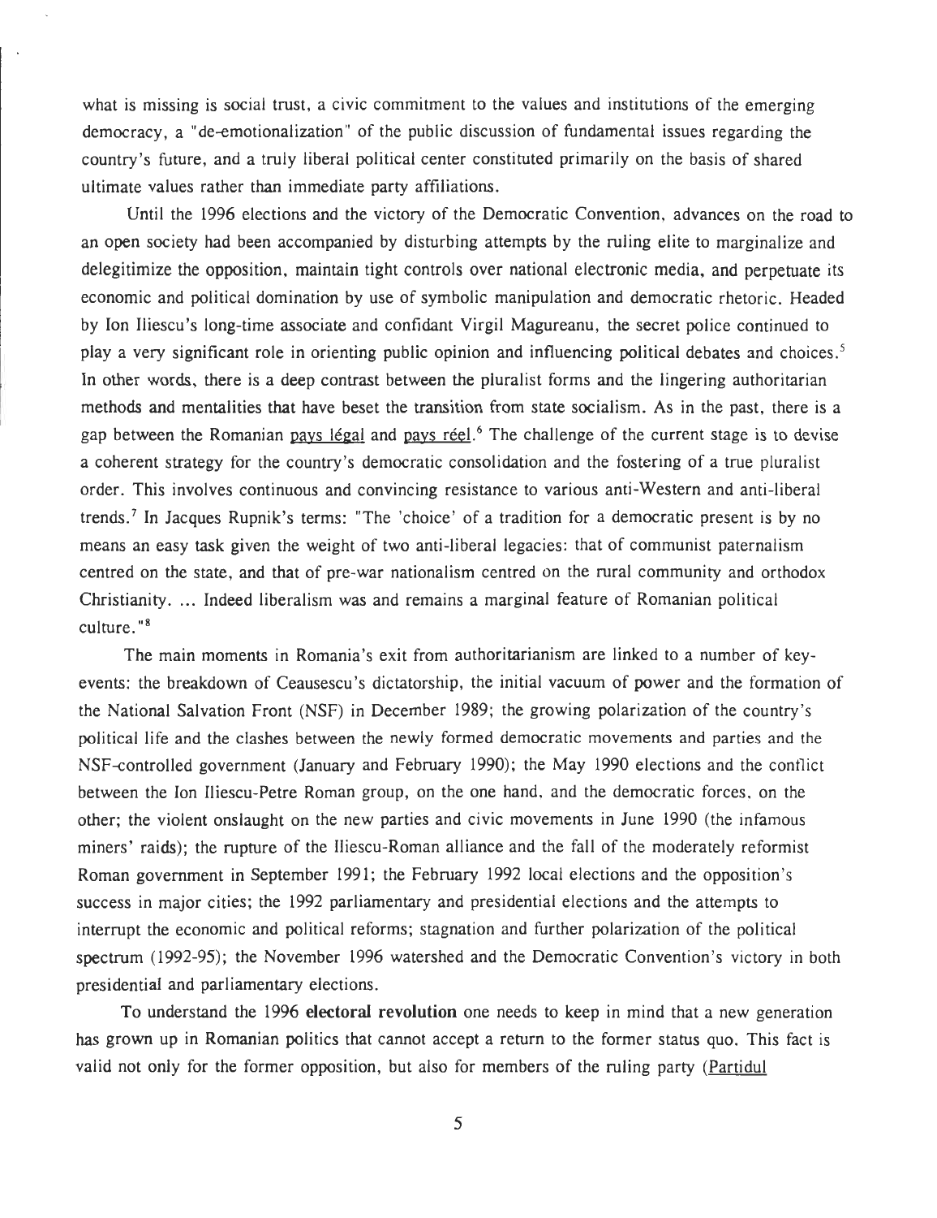what is missing is social trust, a civic commitment to the values and institutions of the emerging democracy, a "de-emotionalization" of the public discussion of fundamental issues regarding the country's future, and a truly liberal political center constituted primarily on the basis of shared ultimate values rather than immediate party affiliations.

Until the 1996 elections and the victory of the Democratic Convention, advances on the road to an open society had been accompanied by disturbing attempts by the ruling elite to marginalize and delegitimize the opposition, maintain tight controls over national electronic media, and perpetuate its economic and political domination by use of symbolic manipulation and democratic rhetoric. Headed by Ion Iliescu's long-time associate and confidant Virgil Magureanu, the secret police continued to play a very significant role in orienting public opinion and influencing political debates and choices.[5] In other words, there is a deep contrast between the pluralist forms and the lingering authoritarian methods and mentalities that have beset the transition from state socialism. As in the past, there is a gap between the Romanian pays légal and pays réel.[6] The challenge of the current stage is to devise a coherent strategy for the country's democratic consolidation and the fostering of a true pluralist order. This involves continuous and convincing resistance to various anti-Western and anti-liberal trends.[7] In Jacques Rupnik's terms: "The 'choice' of a tradition for a democratic present is by no means an easy task given the weight of two anti-liberal legacies: that of communist paternalism centred on the state, and that of pre-war nationalism centred on the rural community and orthodox Christianity. ... Indeed liberalism was and remains a marginal feature of Romanian political culture."[8]

The main moments in Romania's exit from authoritarianism are linked to a number of key-events: the breakdown of Ceausescu's dictatorship, the initial vacuum of power and the formation of the National Salvation Front (NSF) in December 1989; the growing polarization of the country's political life and the clashes between the newly formed democratic movements and parties and the NSF-controlled government (January and February 1990); the May 1990 elections and the conflict between the Ion Iliescu-Petre Roman group, on the one hand, and the democratic forces, on the other; the violent onslaught on the new parties and civic movements in June 1990 (the infamous miners' raids); the rupture of the Iliescu-Roman alliance and the fall of the moderately reformist Roman government in September 1991; the February 1992 local elections and the opposition's success in major cities; the 1992 parliamentary and presidential elections and the attempts to interrupt the economic and political reforms; stagnation and further polarization of the political spectrum (1992-95); the November 1996 watershed and the Democratic Convention's victory in both presidential and parliamentary elections.

To understand the 1996 **electoral revolution** one needs to keep in mind that a new generation has grown up in Romanian politics that cannot accept a return to the former status quo. This fact is valid not only for the former opposition, but also for members of the ruling party (Partidul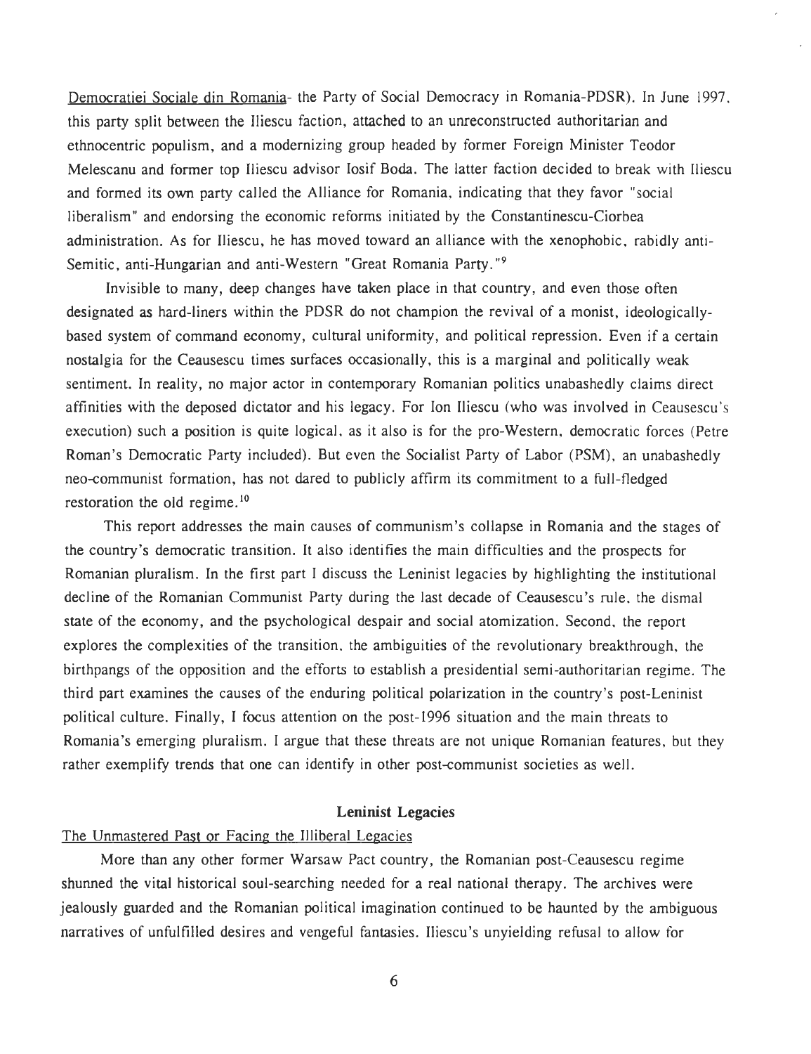Democratiei Sociale din Romania- the Party of Social Democracy in Romania-PDSR). In June 1997, this party split between the Iliescu faction, attached to an unreconstructed authoritarian and ethnocentric populism, and a modernizing group headed by former Foreign Minister Teodor Melescanu and former top Iliescu advisor Iosif Boda. The latter faction decided to break with Iliescu and formed its own party called the Alliance for Romania, indicating that they favor "social liberalism" and endorsing the economic reforms initiated by the Constantinescu-Ciorbea administration. As for Iliescu, he has moved toward an alliance with the xenophobic, rabidly anti-Semitic, anti-Hungarian and anti-Western "Great Romania Party."[9]

Invisible to many, deep changes have taken place in that country, and even those often designated as hard-liners within the PDSR do not champion the revival of a monist, ideologically-based system of command economy, cultural uniformity, and political repression. Even if a certain nostalgia for the Ceausescu times surfaces occasionally, this is a marginal and politically weak sentiment. In reality, no major actor in contemporary Romanian politics unabashedly claims direct affinities with the deposed dictator and his legacy. For Ion Iliescu (who was involved in Ceausescu's execution) such a position is quite logical, as it also is for the pro-Western, democratic forces (Petre Roman's Democratic Party included). But even the Socialist Party of Labor (PSM), an unabashedly neo-communist formation, has not dared to publicly affirm its commitment to a full-fledged restoration the old regime.[10]

This report addresses the main causes of communism's collapse in Romania and the stages of the country's democratic transition. It also identifies the main difficulties and the prospects for Romanian pluralism. In the first part I discuss the Leninist legacies by highlighting the institutional decline of the Romanian Communist Party during the last decade of Ceausescu's rule, the dismal state of the economy, and the psychological despair and social atomization. Second, the report explores the complexities of the transition, the ambiguities of the revolutionary breakthrough, the birthpangs of the opposition and the efforts to establish a presidential semi-authoritarian regime. The third part examines the causes of the enduring political polarization in the country's post-Leninist political culture. Finally, I focus attention on the post-1996 situation and the main threats to Romania's emerging pluralism. I argue that these threats are not unique Romanian features, but they rather exemplify trends that one can identify in other post-communist societies as well.

## Leninist Legacies

### The Unmastered Past or Facing the Illiberal Legacies

More than any other former Warsaw Pact country, the Romanian post-Ceausescu regime shunned the vital historical soul-searching needed for a real national therapy. The archives were jealously guarded and the Romanian political imagination continued to be haunted by the ambiguous narratives of unfulfilled desires and vengeful fantasies. Iliescu's unyielding refusal to allow for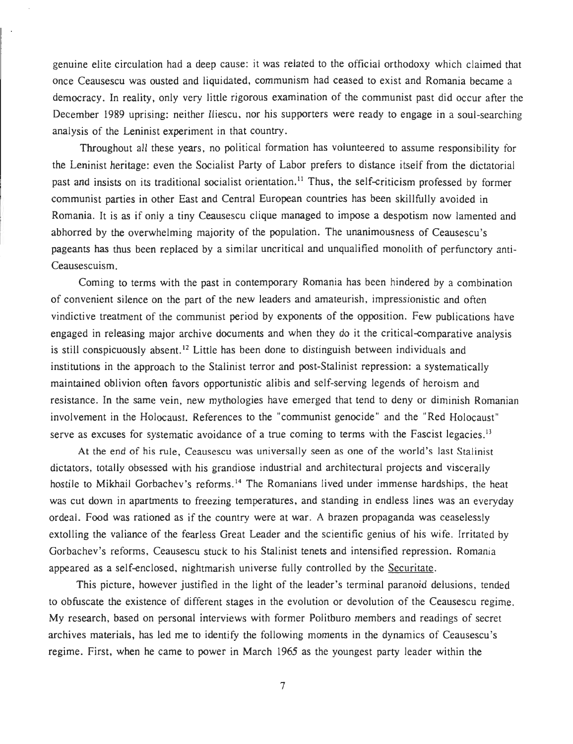genuine elite circulation had a deep cause: it was related to the official orthodoxy which claimed that once Ceausescu was ousted and liquidated, communism had ceased to exist and Romania became a democracy. In reality, only very little rigorous examination of the communist past did occur after the December 1989 uprising: neither Iliescu, nor his supporters were ready to engage in a soul-searching analysis of the Leninist experiment in that country.

Throughout all these years, no political formation has volunteered to assume responsibility for the Leninist heritage: even the Socialist Party of Labor prefers to distance itself from the dictatorial past and insists on its traditional socialist orientation.[11] Thus, the self-criticism professed by former communist parties in other East and Central European countries has been skillfully avoided in Romania. It is as if only a tiny Ceausescu clique managed to impose a despotism now lamented and abhorred by the overwhelming majority of the population. The unanimousness of Ceausescu's pageants has thus been replaced by a similar uncritical and unqualified monolith of perfunctory anti-Ceausescuism.

Coming to terms with the past in contemporary Romania has been hindered by a combination of convenient silence on the part of the new leaders and amateurish, impressionistic and often vindictive treatment of the communist period by exponents of the opposition. Few publications have engaged in releasing major archive documents and when they do it the critical-comparative analysis is still conspicuously absent.[12] Little has been done to distinguish between individuals and institutions in the approach to the Stalinist terror and post-Stalinist repression: a systematically maintained oblivion often favors opportunistic alibis and self-serving legends of heroism and resistance. In the same vein, new mythologies have emerged that tend to deny or diminish Romanian involvement in the Holocaust. References to the "communist genocide" and the "Red Holocaust" serve as excuses for systematic avoidance of a true coming to terms with the Fascist legacies.[13]

At the end of his rule, Ceausescu was universally seen as one of the world's last Stalinist dictators, totally obsessed with his grandiose industrial and architectural projects and viscerally hostile to Mikhail Gorbachev's reforms.[14] The Romanians lived under immense hardships, the heat was cut down in apartments to freezing temperatures, and standing in endless lines was an everyday ordeal. Food was rationed as if the country were at war. A brazen propaganda was ceaselessly extolling the valiance of the fearless Great Leader and the scientific genius of his wife. Irritated by Gorbachev's reforms, Ceausescu stuck to his Stalinist tenets and intensified repression. Romania appeared as a self-enclosed, nightmarish universe fully controlled by the Securitate.

This picture, however justified in the light of the leader's terminal paranoid delusions, tended to obfuscate the existence of different stages in the evolution or devolution of the Ceausescu regime. My research, based on personal interviews with former Politburo members and readings of secret archives materials, has led me to identify the following moments in the dynamics of Ceausescu's regime. First, when he came to power in March 1965 as the youngest party leader within the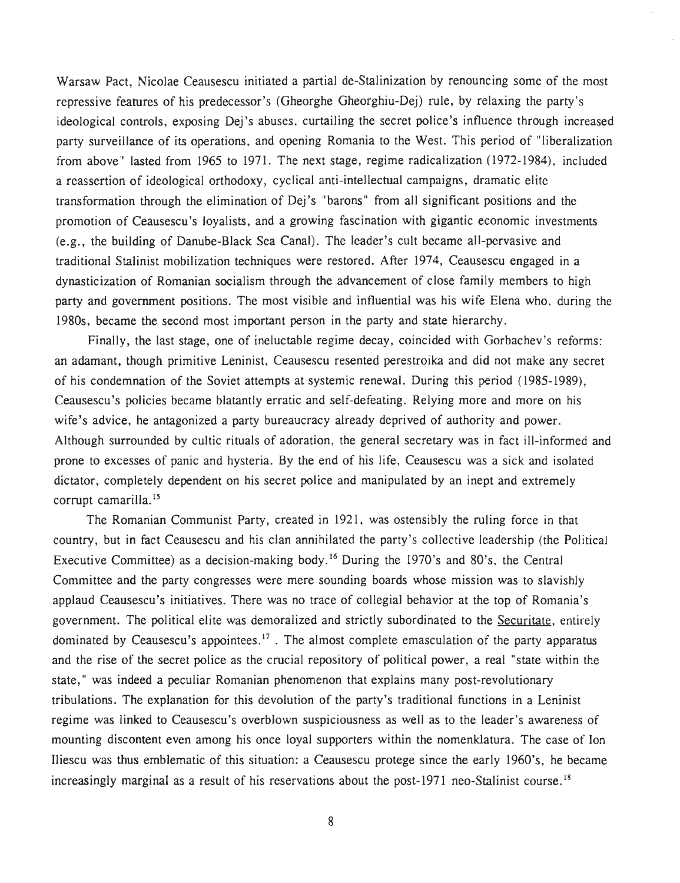Warsaw Pact, Nicolae Ceausescu initiated a partial de-Stalinization by renouncing some of the most repressive features of his predecessor's (Gheorghe Gheorghiu-Dej) rule, by relaxing the party's ideological controls, exposing Dej's abuses, curtailing the secret police's influence through increased party surveillance of its operations, and opening Romania to the West. This period of "liberalization from above" lasted from 1965 to 1971. The next stage, regime radicalization (1972-1984), included a reassertion of ideological orthodoxy, cyclical anti-intellectual campaigns, dramatic elite transformation through the elimination of Dej's "barons" from all significant positions and the promotion of Ceausescu's loyalists, and a growing fascination with gigantic economic investments (e.g., the building of Danube-Black Sea Canal). The leader's cult became all-pervasive and traditional Stalinist mobilization techniques were restored. After 1974, Ceausescu engaged in a dynasticization of Romanian socialism through the advancement of close family members to high party and government positions. The most visible and influential was his wife Elena who, during the 1980s, became the second most important person in the party and state hierarchy.

Finally, the last stage, one of ineluctable regime decay, coincided with Gorbachev's reforms: an adamant, though primitive Leninist, Ceausescu resented perestroika and did not make any secret of his condemnation of the Soviet attempts at systemic renewal. During this period (1985-1989), Ceausescu's policies became blatantly erratic and self-defeating. Relying more and more on his wife's advice, he antagonized a party bureaucracy already deprived of authority and power. Although surrounded by cultic rituals of adoration, the general secretary was in fact ill-informed and prone to excesses of panic and hysteria. By the end of his life, Ceausescu was a sick and isolated dictator, completely dependent on his secret police and manipulated by an inept and extremely corrupt camarilla.[15]

The Romanian Communist Party, created in 1921, was ostensibly the ruling force in that country, but in fact Ceausescu and his clan annihilated the party's collective leadership (the Political Executive Committee) as a decision-making body.[16] During the 1970's and 80's, the Central Committee and the party congresses were mere sounding boards whose mission was to slavishly applaud Ceausescu's initiatives. There was no trace of collegial behavior at the top of Romania's government. The political elite was demoralized and strictly subordinated to the Securitate, entirely dominated by Ceausescu's appointees.[17] . The almost complete emasculation of the party apparatus and the rise of the secret police as the crucial repository of political power, a real "state within the state," was indeed a peculiar Romanian phenomenon that explains many post-revolutionary tribulations. The explanation for this devolution of the party's traditional functions in a Leninist regime was linked to Ceausescu's overblown suspiciousness as well as to the leader's awareness of mounting discontent even among his once loyal supporters within the nomenklatura. The case of Ion Iliescu was thus emblematic of this situation: a Ceausescu protege since the early 1960's, he became increasingly marginal as a result of his reservations about the post-1971 neo-Stalinist course.[18]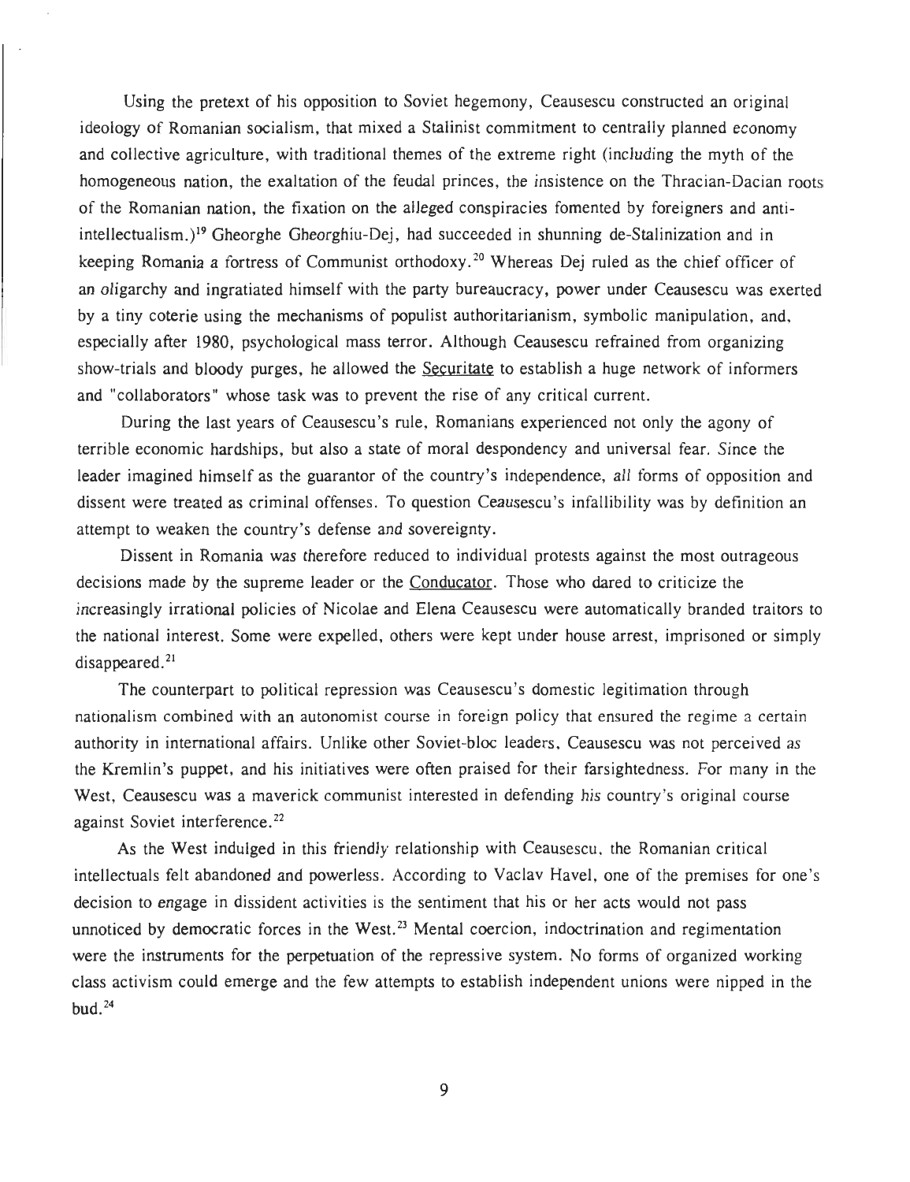Using the pretext of his opposition to Soviet hegemony, Ceausescu constructed an original ideology of Romanian socialism, that mixed a Stalinist commitment to centrally planned economy and collective agriculture, with traditional themes of the extreme right (including the myth of the homogeneous nation, the exaltation of the feudal princes, the insistence on the Thracian-Dacian roots of the Romanian nation, the fixation on the alleged conspiracies fomented by foreigners and anti-intellectualism.)[19] Gheorghe Gheorghiu-Dej, had succeeded in shunning de-Stalinization and in keeping Romania a fortress of Communist orthodoxy.[20] Whereas Dej ruled as the chief officer of an oligarchy and ingratiated himself with the party bureaucracy, power under Ceausescu was exerted by a tiny coterie using the mechanisms of populist authoritarianism, symbolic manipulation, and, especially after 1980, psychological mass terror. Although Ceausescu refrained from organizing show-trials and bloody purges, he allowed the Securitate to establish a huge network of informers and "collaborators" whose task was to prevent the rise of any critical current.

During the last years of Ceausescu's rule, Romanians experienced not only the agony of terrible economic hardships, but also a state of moral despondency and universal fear. Since the leader imagined himself as the guarantor of the country's independence, all forms of opposition and dissent were treated as criminal offenses. To question Ceausescu's infallibility was by definition an attempt to weaken the country's defense and sovereignty.

Dissent in Romania was therefore reduced to individual protests against the most outrageous decisions made by the supreme leader or the Conducator. Those who dared to criticize the increasingly irrational policies of Nicolae and Elena Ceausescu were automatically branded traitors to the national interest. Some were expelled, others were kept under house arrest, imprisoned or simply disappeared.[21]

The counterpart to political repression was Ceausescu's domestic legitimation through nationalism combined with an autonomist course in foreign policy that ensured the regime a certain authority in international affairs. Unlike other Soviet-bloc leaders, Ceausescu was not perceived as the Kremlin's puppet, and his initiatives were often praised for their farsightedness. For many in the West, Ceausescu was a maverick communist interested in defending his country's original course against Soviet interference.[22]

As the West indulged in this friendly relationship with Ceausescu, the Romanian critical intellectuals felt abandoned and powerless. According to Vaclav Havel, one of the premises for one's decision to engage in dissident activities is the sentiment that his or her acts would not pass unnoticed by democratic forces in the West.[23] Mental coercion, indoctrination and regimentation were the instruments for the perpetuation of the repressive system. No forms of organized working class activism could emerge and the few attempts to establish independent unions were nipped in the bud.[24]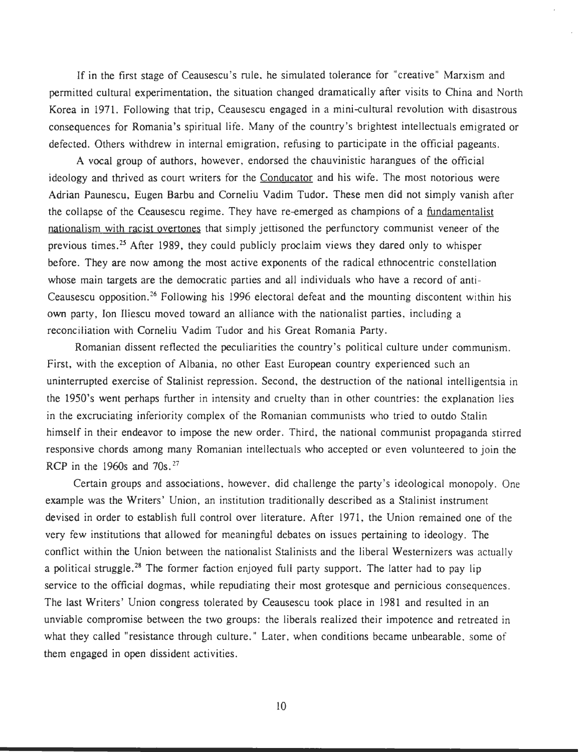If in the first stage of Ceausescu's rule, he simulated tolerance for "creative" Marxism and permitted cultural experimentation, the situation changed dramatically after visits to China and North Korea in 1971. Following that trip, Ceausescu engaged in a mini-cultural revolution with disastrous consequences for Romania's spiritual life. Many of the country's brightest intellectuals emigrated or defected. Others withdrew in internal emigration, refusing to participate in the official pageants.

A vocal group of authors, however, endorsed the chauvinistic harangues of the official ideology and thrived as court writers for the Conducator and his wife. The most notorious were Adrian Paunescu, Eugen Barbu and Corneliu Vadim Tudor. These men did not simply vanish after the collapse of the Ceausescu regime. They have re-emerged as champions of a fundamentalist nationalism with racist overtones that simply jettisoned the perfunctory communist veneer of the previous times.[25] After 1989, they could publicly proclaim views they dared only to whisper before. They are now among the most active exponents of the radical ethnocentric constellation whose main targets are the democratic parties and all individuals who have a record of anti-Ceausescu opposition.[26] Following his 1996 electoral defeat and the mounting discontent within his own party, Ion Iliescu moved toward an alliance with the nationalist parties, including a reconciliation with Corneliu Vadim Tudor and his Great Romania Party.

Romanian dissent reflected the peculiarities the country's political culture under communism. First, with the exception of Albania, no other East European country experienced such an uninterrupted exercise of Stalinist repression. Second, the destruction of the national intelligentsia in the 1950's went perhaps further in intensity and cruelty than in other countries: the explanation lies in the excruciating inferiority complex of the Romanian communists who tried to outdo Stalin himself in their endeavor to impose the new order. Third, the national communist propaganda stirred responsive chords among many Romanian intellectuals who accepted or even volunteered to join the RCP in the 1960s and 70s.[27]

Certain groups and associations, however, did challenge the party's ideological monopoly. One example was the Writers' Union, an institution traditionally described as a Stalinist instrument devised in order to establish full control over literature. After 1971, the Union remained one of the very few institutions that allowed for meaningful debates on issues pertaining to ideology. The conflict within the Union between the nationalist Stalinists and the liberal Westernizers was actually a political struggle.[28] The former faction enjoyed full party support. The latter had to pay lip service to the official dogmas, while repudiating their most grotesque and pernicious consequences. The last Writers' Union congress tolerated by Ceausescu took place in 1981 and resulted in an unviable compromise between the two groups: the liberals realized their impotence and retreated in what they called "resistance through culture." Later, when conditions became unbearable, some of them engaged in open dissident activities.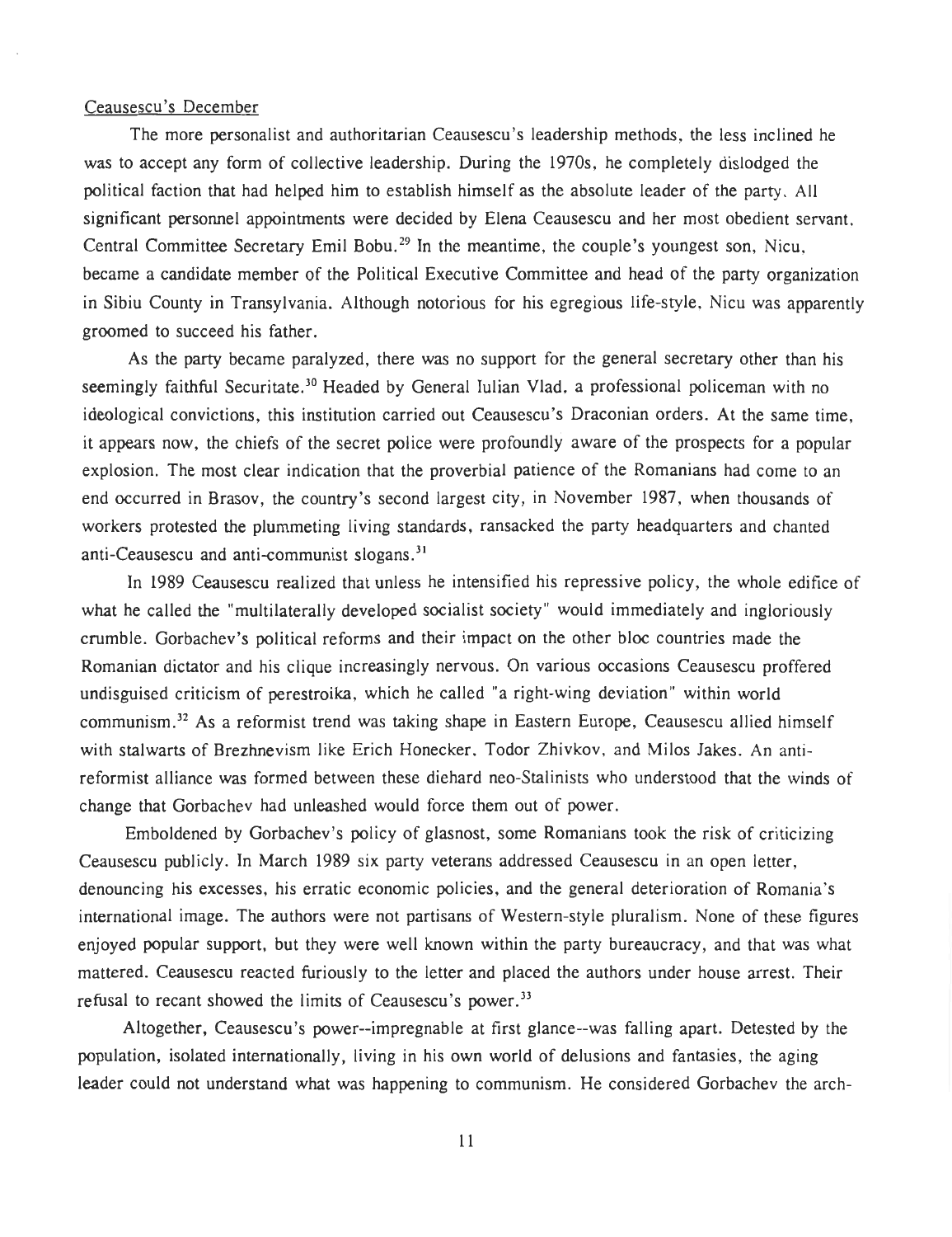## Ceausescu's December

The more personalist and authoritarian Ceausescu's leadership methods, the less inclined he was to accept any form of collective leadership. During the 1970s, he completely dislodged the political faction that had helped him to establish himself as the absolute leader of the party. All significant personnel appointments were decided by Elena Ceausescu and her most obedient servant, Central Committee Secretary Emil Bobu.[29] In the meantime, the couple's youngest son, Nicu, became a candidate member of the Political Executive Committee and head of the party organization in Sibiu County in Transylvania. Although notorious for his egregious life-style, Nicu was apparently groomed to succeed his father.

As the party became paralyzed, there was no support for the general secretary other than his seemingly faithful Securitate.[30] Headed by General Iulian Vlad, a professional policeman with no ideological convictions, this institution carried out Ceausescu's Draconian orders. At the same time, it appears now, the chiefs of the secret police were profoundly aware of the prospects for a popular explosion. The most clear indication that the proverbial patience of the Romanians had come to an end occurred in Brasov, the country's second largest city, in November 1987, when thousands of workers protested the plummeting living standards, ransacked the party headquarters and chanted anti-Ceausescu and anti-communist slogans.[31]

In 1989 Ceausescu realized that unless he intensified his repressive policy, the whole edifice of what he called the "multilaterally developed socialist society" would immediately and ingloriously crumble. Gorbachev's political reforms and their impact on the other bloc countries made the Romanian dictator and his clique increasingly nervous. On various occasions Ceausescu proffered undisguised criticism of perestroika, which he called "a right-wing deviation" within world communism.[32] As a reformist trend was taking shape in Eastern Europe, Ceausescu allied himself with stalwarts of Brezhnevism like Erich Honecker, Todor Zhivkov, and Milos Jakes. An anti-reformist alliance was formed between these diehard neo-Stalinists who understood that the winds of change that Gorbachev had unleashed would force them out of power.

Emboldened by Gorbachev's policy of glasnost, some Romanians took the risk of criticizing Ceausescu publicly. In March 1989 six party veterans addressed Ceausescu in an open letter, denouncing his excesses, his erratic economic policies, and the general deterioration of Romania's international image. The authors were not partisans of Western-style pluralism. None of these figures enjoyed popular support, but they were well known within the party bureaucracy, and that was what mattered. Ceausescu reacted furiously to the letter and placed the authors under house arrest. Their refusal to recant showed the limits of Ceausescu's power.[33]

Altogether, Ceausescu's power--impregnable at first glance--was falling apart. Detested by the population, isolated internationally, living in his own world of delusions and fantasies, the aging leader could not understand what was happening to communism. He considered Gorbachev the arch-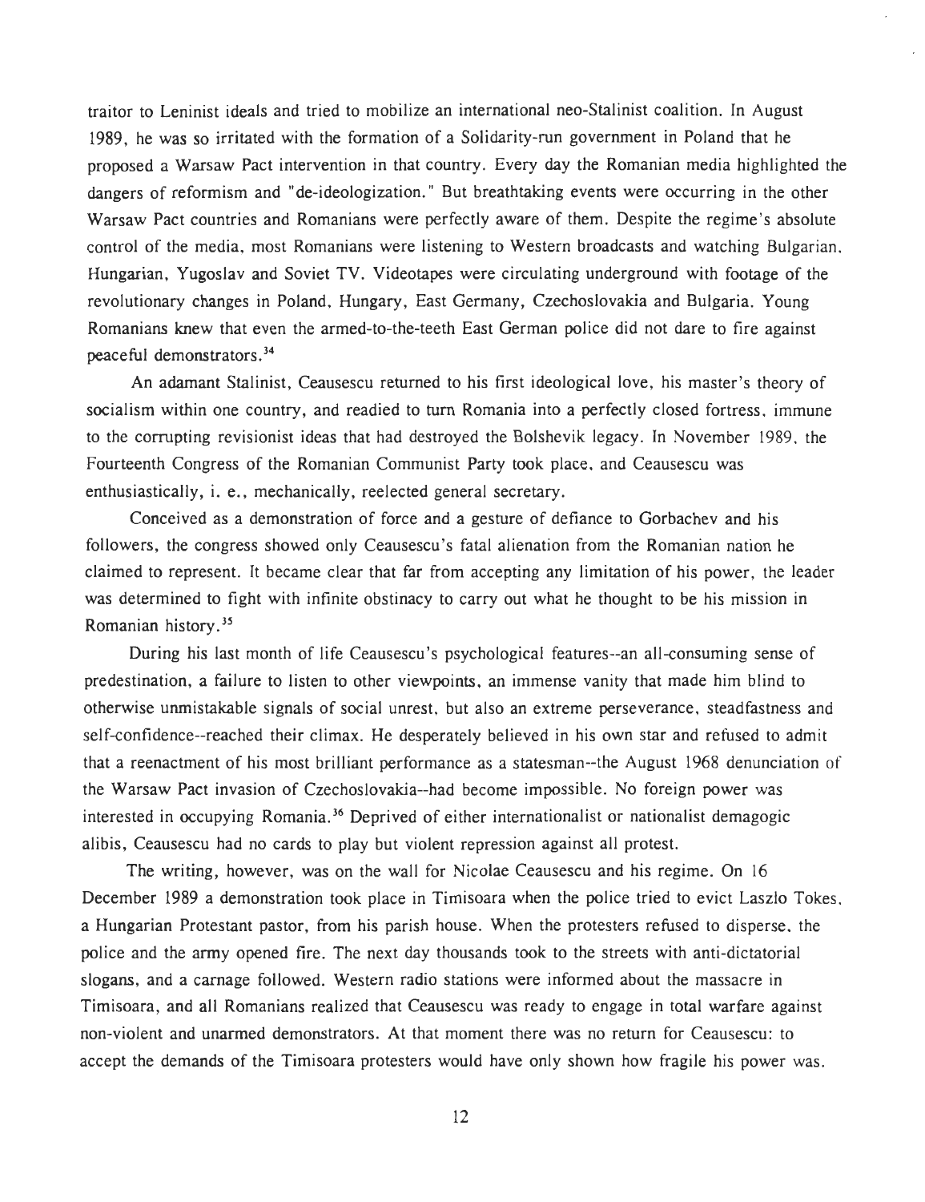traitor to Leninist ideals and tried to mobilize an international neo-Stalinist coalition. In August 1989, he was so irritated with the formation of a Solidarity-run government in Poland that he proposed a Warsaw Pact intervention in that country. Every day the Romanian media highlighted the dangers of reformism and "de-ideologization." But breathtaking events were occurring in the other Warsaw Pact countries and Romanians were perfectly aware of them. Despite the regime's absolute control of the media, most Romanians were listening to Western broadcasts and watching Bulgarian, Hungarian, Yugoslav and Soviet TV. Videotapes were circulating underground with footage of the revolutionary changes in Poland, Hungary, East Germany, Czechoslovakia and Bulgaria. Young Romanians knew that even the armed-to-the-teeth East German police did not dare to fire against peaceful demonstrators.[34]

An adamant Stalinist, Ceausescu returned to his first ideological love, his master's theory of socialism within one country, and readied to turn Romania into a perfectly closed fortress, immune to the corrupting revisionist ideas that had destroyed the Bolshevik legacy. In November 1989, the Fourteenth Congress of the Romanian Communist Party took place, and Ceausescu was enthusiastically, i. e., mechanically, reelected general secretary.

Conceived as a demonstration of force and a gesture of defiance to Gorbachev and his followers, the congress showed only Ceausescu's fatal alienation from the Romanian nation he claimed to represent. It became clear that far from accepting any limitation of his power, the leader was determined to fight with infinite obstinacy to carry out what he thought to be his mission in Romanian history.[35]

During his last month of life Ceausescu's psychological features--an all-consuming sense of predestination, a failure to listen to other viewpoints, an immense vanity that made him blind to otherwise unmistakable signals of social unrest, but also an extreme perseverance, steadfastness and self-confidence--reached their climax. He desperately believed in his own star and refused to admit that a reenactment of his most brilliant performance as a statesman--the August 1968 denunciation of the Warsaw Pact invasion of Czechoslovakia--had become impossible. No foreign power was interested in occupying Romania.[36] Deprived of either internationalist or nationalist demagogic alibis, Ceausescu had no cards to play but violent repression against all protest.

The writing, however, was on the wall for Nicolae Ceausescu and his regime. On 16 December 1989 a demonstration took place in Timisoara when the police tried to evict Laszlo Tokes, a Hungarian Protestant pastor, from his parish house. When the protesters refused to disperse, the police and the army opened fire. The next day thousands took to the streets with anti-dictatorial slogans, and a carnage followed. Western radio stations were informed about the massacre in Timisoara, and all Romanians realized that Ceausescu was ready to engage in total warfare against non-violent and unarmed demonstrators. At that moment there was no return for Ceausescu: to accept the demands of the Timisoara protesters would have only shown how fragile his power was.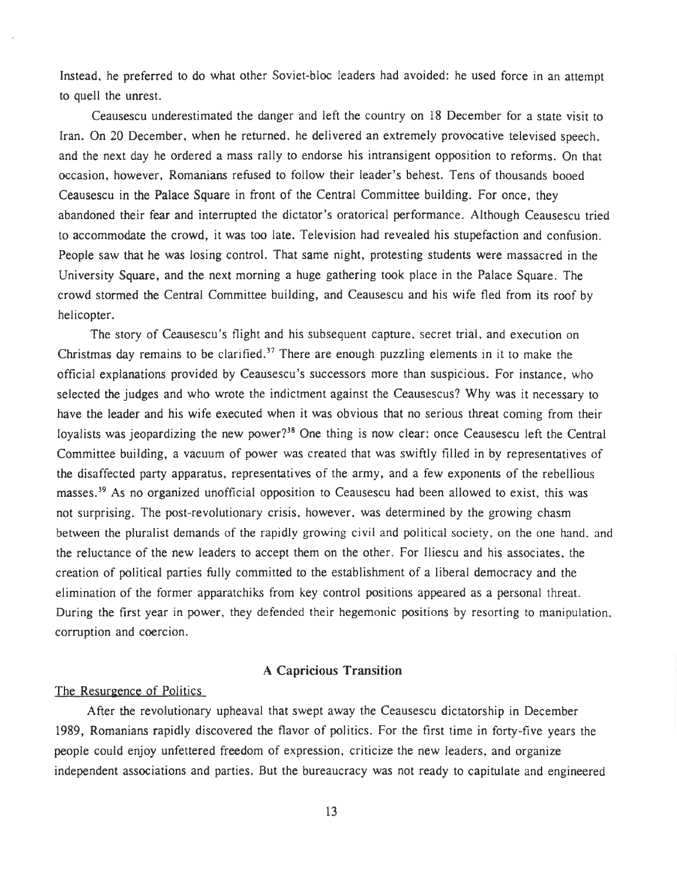Instead, he preferred to do what other Soviet-bloc leaders had avoided: he used force in an attempt to quell the unrest.

Ceausescu underestimated the danger and left the country on 18 December for a state visit to Iran. On 20 December, when he returned, he delivered an extremely provocative televised speech, and the next day he ordered a mass rally to endorse his intransigent opposition to reforms. On that occasion, however, Romanians refused to follow their leader's behest. Tens of thousands booed Ceausescu in the Palace Square in front of the Central Committee building. For once, they abandoned their fear and interrupted the dictator's oratorical performance. Although Ceausescu tried to accommodate the crowd, it was too late. Television had revealed his stupefaction and confusion. People saw that he was losing control. That same night, protesting students were massacred in the University Square, and the next morning a huge gathering took place in the Palace Square. The crowd stormed the Central Committee building, and Ceausescu and his wife fled from its roof by helicopter.

The story of Ceausescu's flight and his subsequent capture, secret trial, and execution on Christmas day remains to be clarified.[37] There are enough puzzling elements in it to make the official explanations provided by Ceausescu's successors more than suspicious. For instance, who selected the judges and who wrote the indictment against the Ceausescus? Why was it necessary to have the leader and his wife executed when it was obvious that no serious threat coming from their loyalists was jeopardizing the new power?[38] One thing is now clear: once Ceausescu left the Central Committee building, a vacuum of power was created that was swiftly filled in by representatives of the disaffected party apparatus, representatives of the army, and a few exponents of the rebellious masses.[39] As no organized unofficial opposition to Ceausescu had been allowed to exist, this was not surprising. The post-revolutionary crisis, however, was determined by the growing chasm between the pluralist demands of the rapidly growing civil and political society, on the one hand, and the reluctance of the new leaders to accept them on the other. For Iliescu and his associates, the creation of political parties fully committed to the establishment of a liberal democracy and the elimination of the former apparatchiks from key control positions appeared as a personal threat. During the first year in power, they defended their hegemonic positions by resorting to manipulation, corruption and coercion.

## A Capricious Transition

### The Resurgence of Politics

After the revolutionary upheaval that swept away the Ceausescu dictatorship in December 1989, Romanians rapidly discovered the flavor of politics. For the first time in forty-five years the people could enjoy unfettered freedom of expression, criticize the new leaders, and organize independent associations and parties. But the bureaucracy was not ready to capitulate and engineered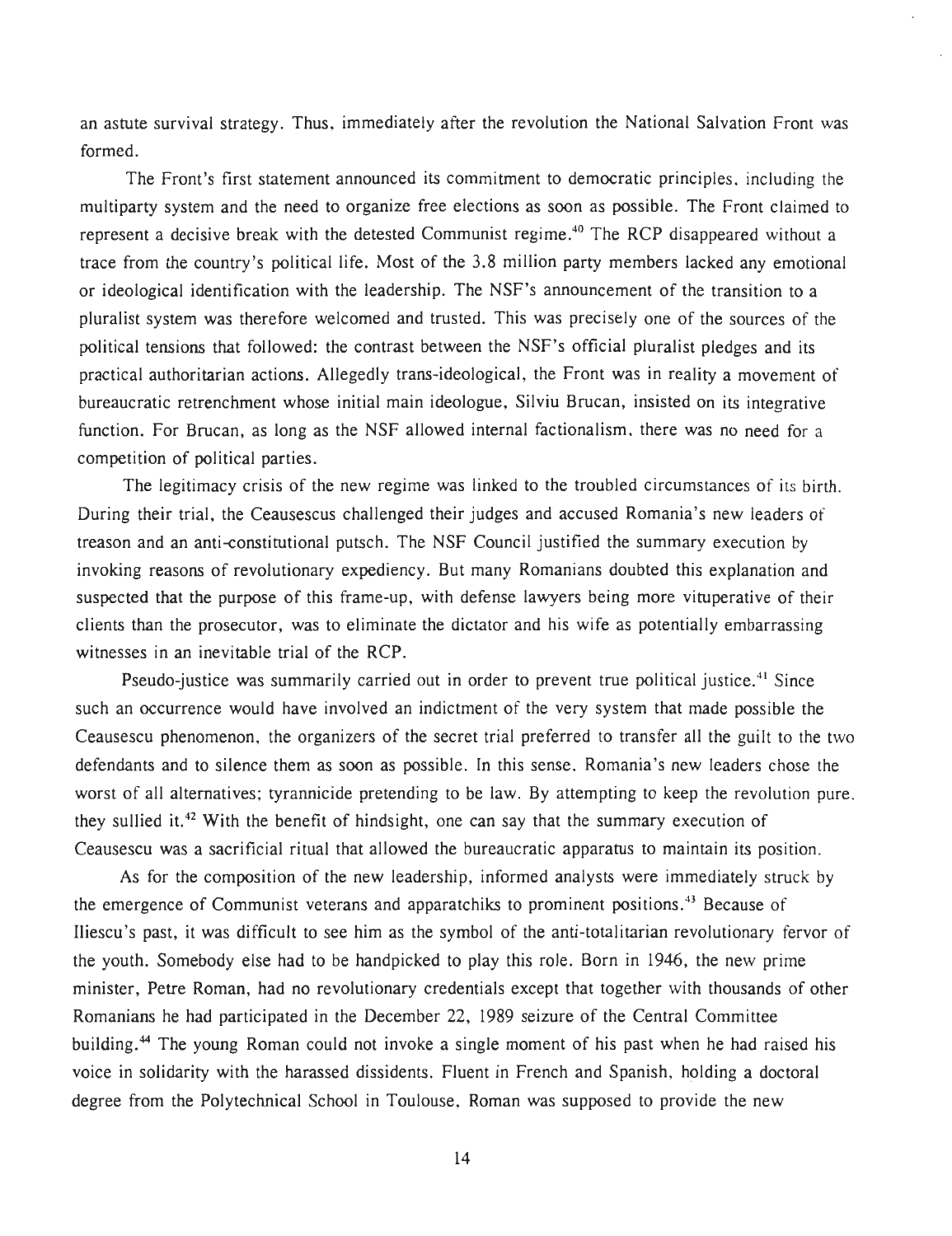an astute survival strategy. Thus, immediately after the revolution the National Salvation Front was formed.

The Front's first statement announced its commitment to democratic principles, including the multiparty system and the need to organize free elections as soon as possible. The Front claimed to represent a decisive break with the detested Communist regime.[40] The RCP disappeared without a trace from the country's political life. Most of the 3.8 million party members lacked any emotional or ideological identification with the leadership. The NSF's announcement of the transition to a pluralist system was therefore welcomed and trusted. This was precisely one of the sources of the political tensions that followed: the contrast between the NSF's official pluralist pledges and its practical authoritarian actions. Allegedly trans-ideological, the Front was in reality a movement of bureaucratic retrenchment whose initial main ideologue, Silviu Brucan, insisted on its integrative function. For Brucan, as long as the NSF allowed internal factionalism, there was no need for a competition of political parties.

The legitimacy crisis of the new regime was linked to the troubled circumstances of its birth. During their trial, the Ceausescus challenged their judges and accused Romania's new leaders of treason and an anti-constitutional putsch. The NSF Council justified the summary execution by invoking reasons of revolutionary expediency. But many Romanians doubted this explanation and suspected that the purpose of this frame-up, with defense lawyers being more vituperative of their clients than the prosecutor, was to eliminate the dictator and his wife as potentially embarrassing witnesses in an inevitable trial of the RCP.

Pseudo-justice was summarily carried out in order to prevent true political justice.[41] Since such an occurrence would have involved an indictment of the very system that made possible the Ceausescu phenomenon, the organizers of the secret trial preferred to transfer all the guilt to the two defendants and to silence them as soon as possible. In this sense, Romania's new leaders chose the worst of all alternatives; tyrannicide pretending to be law. By attempting to keep the revolution pure, they sullied it.[42] With the benefit of hindsight, one can say that the summary execution of Ceausescu was a sacrificial ritual that allowed the bureaucratic apparatus to maintain its position.

As for the composition of the new leadership, informed analysts were immediately struck by the emergence of Communist veterans and apparatchiks to prominent positions.[43] Because of Iliescu's past, it was difficult to see him as the symbol of the anti-totalitarian revolutionary fervor of the youth. Somebody else had to be handpicked to play this role. Born in 1946, the new prime minister, Petre Roman, had no revolutionary credentials except that together with thousands of other Romanians he had participated in the December 22, 1989 seizure of the Central Committee building.[44] The young Roman could not invoke a single moment of his past when he had raised his voice in solidarity with the harassed dissidents. Fluent in French and Spanish, holding a doctoral degree from the Polytechnical School in Toulouse, Roman was supposed to provide the new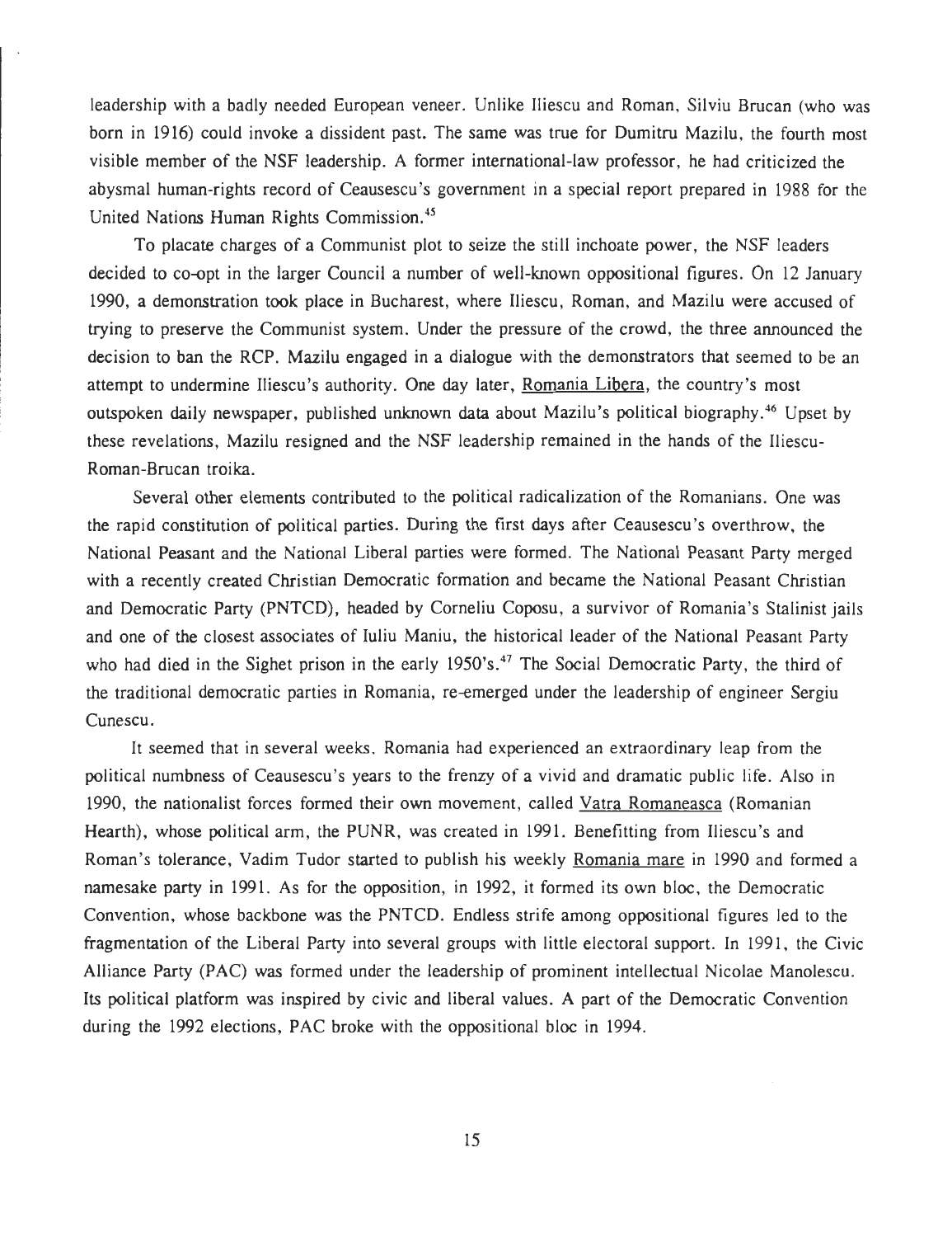leadership with a badly needed European veneer. Unlike Iliescu and Roman, Silviu Brucan (who was born in 1916) could invoke a dissident past. The same was true for Dumitru Mazilu, the fourth most visible member of the NSF leadership. A former international-law professor, he had criticized the abysmal human-rights record of Ceausescu's government in a special report prepared in 1988 for the United Nations Human Rights Commission.[45]

To placate charges of a Communist plot to seize the still inchoate power, the NSF leaders decided to co-opt in the larger Council a number of well-known oppositional figures. On 12 January 1990, a demonstration took place in Bucharest, where Iliescu, Roman, and Mazilu were accused of trying to preserve the Communist system. Under the pressure of the crowd, the three announced the decision to ban the RCP. Mazilu engaged in a dialogue with the demonstrators that seemed to be an attempt to undermine Iliescu's authority. One day later, Romania Libera, the country's most outspoken daily newspaper, published unknown data about Mazilu's political biography.[46] Upset by these revelations, Mazilu resigned and the NSF leadership remained in the hands of the Iliescu-Roman-Brucan troika.

Several other elements contributed to the political radicalization of the Romanians. One was the rapid constitution of political parties. During the first days after Ceausescu's overthrow, the National Peasant and the National Liberal parties were formed. The National Peasant Party merged with a recently created Christian Democratic formation and became the National Peasant Christian and Democratic Party (PNTCD), headed by Corneliu Coposu, a survivor of Romania's Stalinist jails and one of the closest associates of Iuliu Maniu, the historical leader of the National Peasant Party who had died in the Sighet prison in the early 1950's.[47] The Social Democratic Party, the third of the traditional democratic parties in Romania, re-emerged under the leadership of engineer Sergiu Cunescu.

It seemed that in several weeks, Romania had experienced an extraordinary leap from the political numbness of Ceausescu's years to the frenzy of a vivid and dramatic public life. Also in 1990, the nationalist forces formed their own movement, called Vatra Romaneasca (Romanian Hearth), whose political arm, the PUNR, was created in 1991. Benefitting from Iliescu's and Roman's tolerance, Vadim Tudor started to publish his weekly Romania mare in 1990 and formed a namesake party in 1991. As for the opposition, in 1992, it formed its own bloc, the Democratic Convention, whose backbone was the PNTCD. Endless strife among oppositional figures led to the fragmentation of the Liberal Party into several groups with little electoral support. In 1991, the Civic Alliance Party (PAC) was formed under the leadership of prominent intellectual Nicolae Manolescu. Its political platform was inspired by civic and liberal values. A part of the Democratic Convention during the 1992 elections, PAC broke with the oppositional bloc in 1994.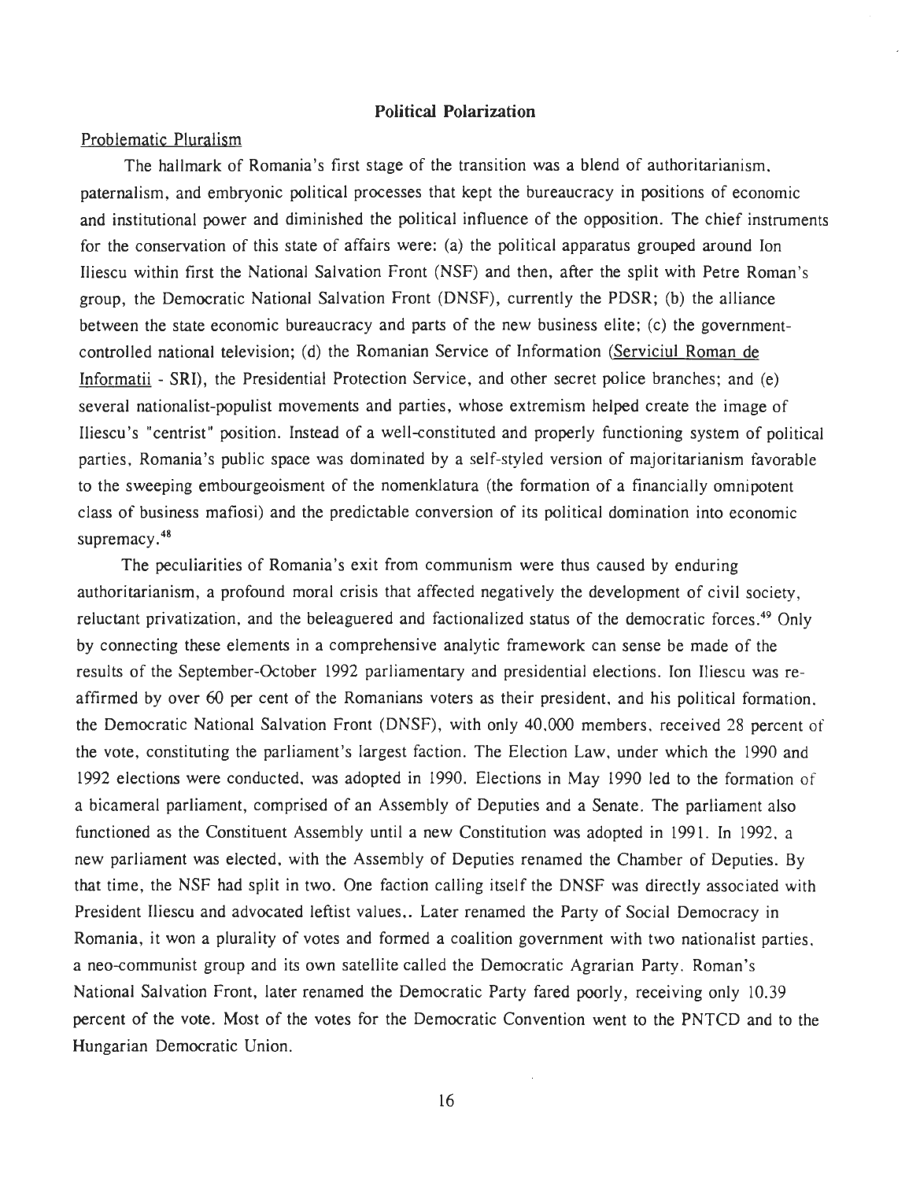## Political Polarization

### Problematic Pluralism

The hallmark of Romania's first stage of the transition was a blend of authoritarianism, paternalism, and embryonic political processes that kept the bureaucracy in positions of economic and institutional power and diminished the political influence of the opposition. The chief instruments for the conservation of this state of affairs were: (a) the political apparatus grouped around Ion Iliescu within first the National Salvation Front (NSF) and then, after the split with Petre Roman's group, the Democratic National Salvation Front (DNSF), currently the PDSR; (b) the alliance between the state economic bureaucracy and parts of the new business elite; (c) the government-controlled national television; (d) the Romanian Service of Information (Serviciul Roman de Informatii - SRI), the Presidential Protection Service, and other secret police branches; and (e) several nationalist-populist movements and parties, whose extremism helped create the image of Iliescu's "centrist" position. Instead of a well-constituted and properly functioning system of political parties, Romania's public space was dominated by a self-styled version of majoritarianism favorable to the sweeping embourgeoisment of the nomenklatura (the formation of a financially omnipotent class of business mafiosi) and the predictable conversion of its political domination into economic supremacy.[48]

The peculiarities of Romania's exit from communism were thus caused by enduring authoritarianism, a profound moral crisis that affected negatively the development of civil society, reluctant privatization, and the beleaguered and factionalized status of the democratic forces.[49] Only by connecting these elements in a comprehensive analytic framework can sense be made of the results of the September-October 1992 parliamentary and presidential elections. Ion Iliescu was re-affirmed by over 60 per cent of the Romanians voters as their president, and his political formation, the Democratic National Salvation Front (DNSF), with only 40,000 members, received 28 percent of the vote, constituting the parliament's largest faction. The Election Law, under which the 1990 and 1992 elections were conducted, was adopted in 1990. Elections in May 1990 led to the formation of a bicameral parliament, comprised of an Assembly of Deputies and a Senate. The parliament also functioned as the Constituent Assembly until a new Constitution was adopted in 1991. In 1992, a new parliament was elected, with the Assembly of Deputies renamed the Chamber of Deputies. By that time, the NSF had split in two. One faction calling itself the DNSF was directly associated with President Iliescu and advocated leftist values,. Later renamed the Party of Social Democracy in Romania, it won a plurality of votes and formed a coalition government with two nationalist parties, a neo-communist group and its own satellite called the Democratic Agrarian Party. Roman's National Salvation Front, later renamed the Democratic Party fared poorly, receiving only 10.39 percent of the vote. Most of the votes for the Democratic Convention went to the PNTCD and to the Hungarian Democratic Union.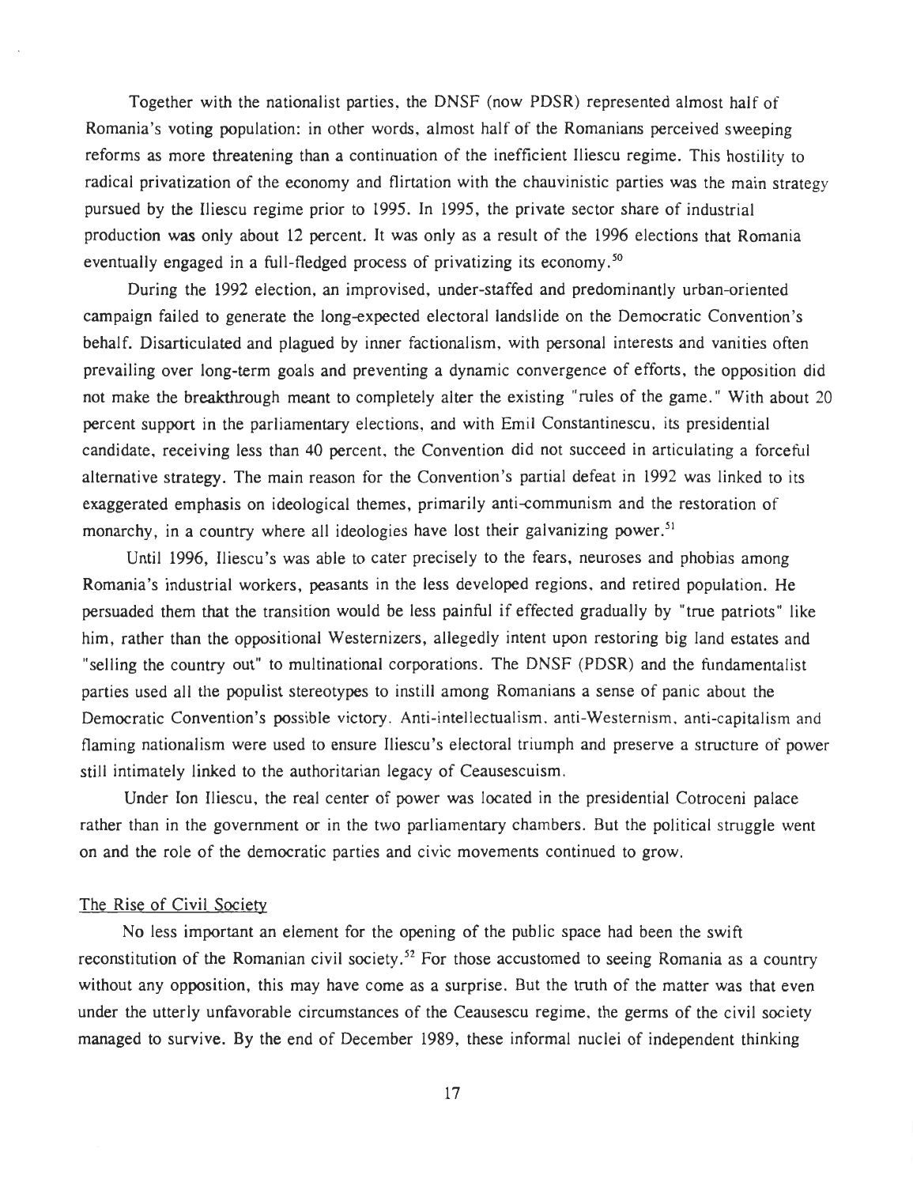Together with the nationalist parties, the DNSF (now PDSR) represented almost half of Romania's voting population: in other words, almost half of the Romanians perceived sweeping reforms as more threatening than a continuation of the inefficient Iliescu regime. This hostility to radical privatization of the economy and flirtation with the chauvinistic parties was the main strategy pursued by the Iliescu regime prior to 1995. In 1995, the private sector share of industrial production was only about 12 percent. It was only as a result of the 1996 elections that Romania eventually engaged in a full-fledged process of privatizing its economy.[50]

During the 1992 election, an improvised, under-staffed and predominantly urban-oriented campaign failed to generate the long-expected electoral landslide on the Democratic Convention's behalf. Disarticulated and plagued by inner factionalism, with personal interests and vanities often prevailing over long-term goals and preventing a dynamic convergence of efforts, the opposition did not make the breakthrough meant to completely alter the existing "rules of the game." With about 20 percent support in the parliamentary elections, and with Emil Constantinescu, its presidential candidate, receiving less than 40 percent, the Convention did not succeed in articulating a forceful alternative strategy. The main reason for the Convention's partial defeat in 1992 was linked to its exaggerated emphasis on ideological themes, primarily anti-communism and the restoration of monarchy, in a country where all ideologies have lost their galvanizing power.[51]

Until 1996, Iliescu's was able to cater precisely to the fears, neuroses and phobias among Romania's industrial workers, peasants in the less developed regions, and retired population. He persuaded them that the transition would be less painful if effected gradually by "true patriots" like him, rather than the oppositional Westernizers, allegedly intent upon restoring big land estates and "selling the country out" to multinational corporations. The DNSF (PDSR) and the fundamentalist parties used all the populist stereotypes to instill among Romanians a sense of panic about the Democratic Convention's possible victory. Anti-intellectualism, anti-Westernism, anti-capitalism and flaming nationalism were used to ensure Iliescu's electoral triumph and preserve a structure of power still intimately linked to the authoritarian legacy of Ceausescuism.

Under Ion Iliescu, the real center of power was located in the presidential Cotroceni palace rather than in the government or in the two parliamentary chambers. But the political struggle went on and the role of the democratic parties and civic movements continued to grow.

## The Rise of Civil Society

No less important an element for the opening of the public space had been the swift reconstitution of the Romanian civil society.[52] For those accustomed to seeing Romania as a country without any opposition, this may have come as a surprise. But the truth of the matter was that even under the utterly unfavorable circumstances of the Ceausescu regime, the germs of the civil society managed to survive. By the end of December 1989, these informal nuclei of independent thinking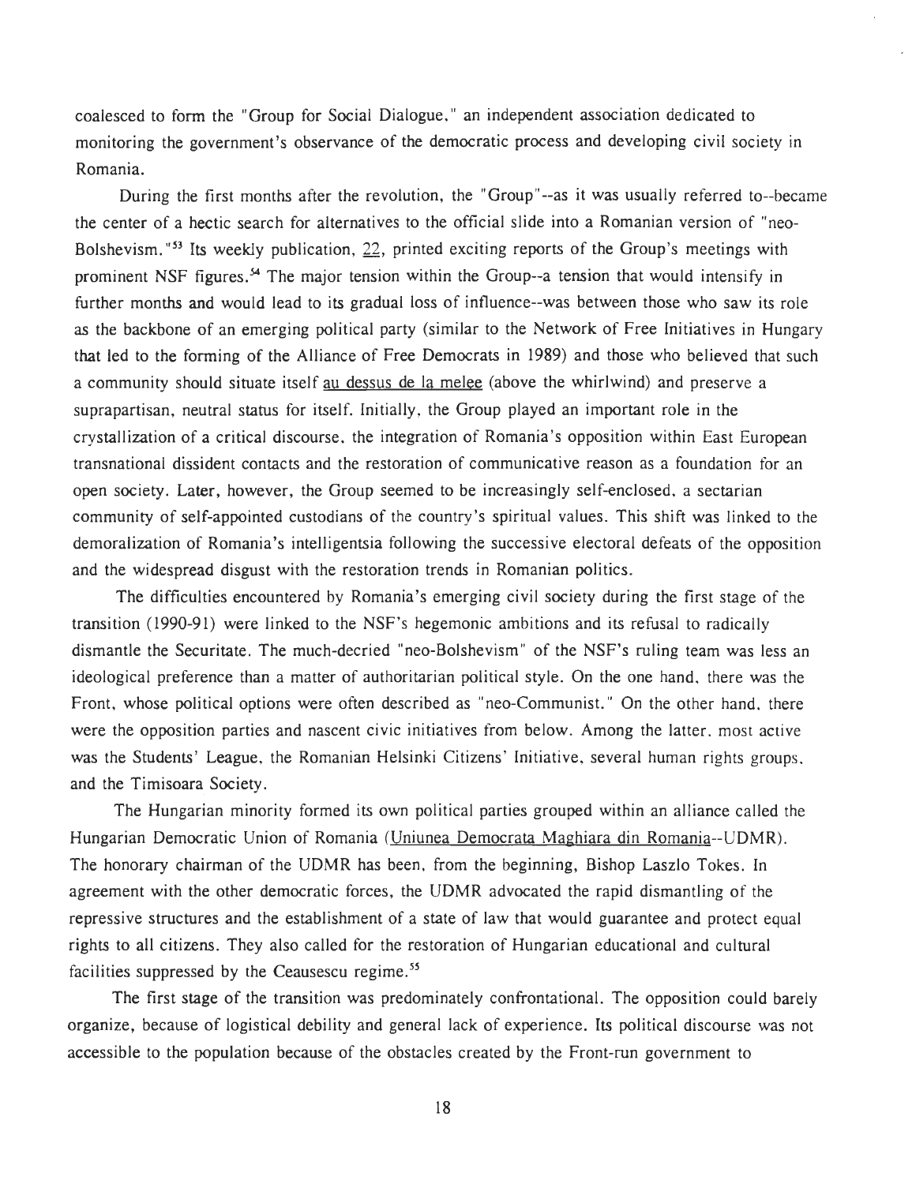coalesced to form the "Group for Social Dialogue," an independent association dedicated to monitoring the government's observance of the democratic process and developing civil society in Romania.

During the first months after the revolution, the "Group"--as it was usually referred to--became the center of a hectic search for alternatives to the official slide into a Romanian version of "neo-Bolshevism."[53] Its weekly publication, 22, printed exciting reports of the Group's meetings with prominent NSF figures.[54] The major tension within the Group--a tension that would intensify in further months and would lead to its gradual loss of influence--was between those who saw its role as the backbone of an emerging political party (similar to the Network of Free Initiatives in Hungary that led to the forming of the Alliance of Free Democrats in 1989) and those who believed that such a community should situate itself au dessus de la melee (above the whirlwind) and preserve a suprapartisan, neutral status for itself. Initially, the Group played an important role in the crystallization of a critical discourse, the integration of Romania's opposition within East European transnational dissident contacts and the restoration of communicative reason as a foundation for an open society. Later, however, the Group seemed to be increasingly self-enclosed, a sectarian community of self-appointed custodians of the country's spiritual values. This shift was linked to the demoralization of Romania's intelligentsia following the successive electoral defeats of the opposition and the widespread disgust with the restoration trends in Romanian politics.

The difficulties encountered by Romania's emerging civil society during the first stage of the transition (1990-91) were linked to the NSF's hegemonic ambitions and its refusal to radically dismantle the Securitate. The much-decried "neo-Bolshevism" of the NSF's ruling team was less an ideological preference than a matter of authoritarian political style. On the one hand, there was the Front, whose political options were often described as "neo-Communist." On the other hand, there were the opposition parties and nascent civic initiatives from below. Among the latter, most active was the Students' League, the Romanian Helsinki Citizens' Initiative, several human rights groups, and the Timisoara Society.

The Hungarian minority formed its own political parties grouped within an alliance called the Hungarian Democratic Union of Romania (Uniunea Democrata Maghiara din Romania--UDMR). The honorary chairman of the UDMR has been, from the beginning, Bishop Laszlo Tokes. In agreement with the other democratic forces, the UDMR advocated the rapid dismantling of the repressive structures and the establishment of a state of law that would guarantee and protect equal rights to all citizens. They also called for the restoration of Hungarian educational and cultural facilities suppressed by the Ceausescu regime.[55]

The first stage of the transition was predominately confrontational. The opposition could barely organize, because of logistical debility and general lack of experience. Its political discourse was not accessible to the population because of the obstacles created by the Front-run government to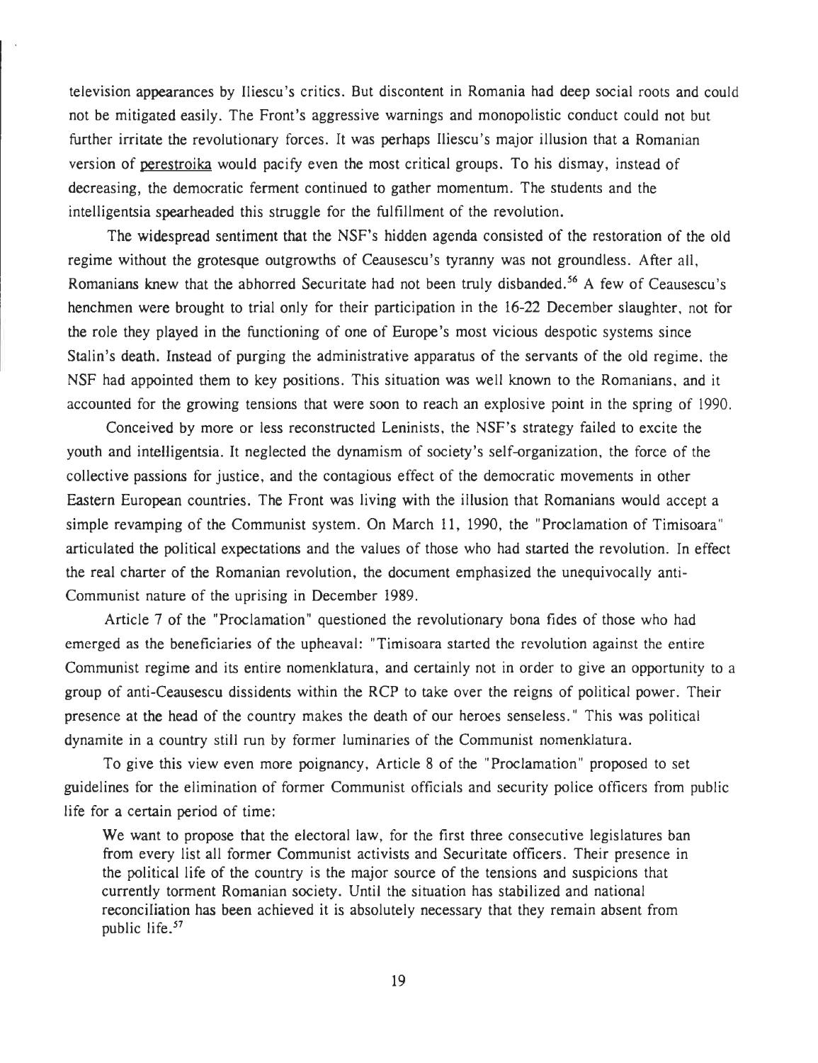television appearances by Iliescu's critics. But discontent in Romania had deep social roots and could not be mitigated easily. The Front's aggressive warnings and monopolistic conduct could not but further irritate the revolutionary forces. It was perhaps Iliescu's major illusion that a Romanian version of perestroika would pacify even the most critical groups. To his dismay, instead of decreasing, the democratic ferment continued to gather momentum. The students and the intelligentsia spearheaded this struggle for the fulfillment of the revolution.

The widespread sentiment that the NSF's hidden agenda consisted of the restoration of the old regime without the grotesque outgrowths of Ceausescu's tyranny was not groundless. After all, Romanians knew that the abhorred Securitate had not been truly disbanded.[56] A few of Ceausescu's henchmen were brought to trial only for their participation in the 16-22 December slaughter, not for the role they played in the functioning of one of Europe's most vicious despotic systems since Stalin's death. Instead of purging the administrative apparatus of the servants of the old regime, the NSF had appointed them to key positions. This situation was well known to the Romanians, and it accounted for the growing tensions that were soon to reach an explosive point in the spring of 1990.

Conceived by more or less reconstructed Leninists, the NSF's strategy failed to excite the youth and intelligentsia. It neglected the dynamism of society's self-organization, the force of the collective passions for justice, and the contagious effect of the democratic movements in other Eastern European countries. The Front was living with the illusion that Romanians would accept a simple revamping of the Communist system. On March 11, 1990, the "Proclamation of Timisoara" articulated the political expectations and the values of those who had started the revolution. In effect the real charter of the Romanian revolution, the document emphasized the unequivocally anti-Communist nature of the uprising in December 1989.

Article 7 of the "Proclamation" questioned the revolutionary bona fides of those who had emerged as the beneficiaries of the upheaval: "Timisoara started the revolution against the entire Communist regime and its entire nomenklatura, and certainly not in order to give an opportunity to a group of anti-Ceausescu dissidents within the RCP to take over the reigns of political power. Their presence at the head of the country makes the death of our heroes senseless." This was political dynamite in a country still run by former luminaries of the Communist nomenklatura.

To give this view even more poignancy, Article 8 of the "Proclamation" proposed to set guidelines for the elimination of former Communist officials and security police officers from public life for a certain period of time:

> We want to propose that the electoral law, for the first three consecutive legislatures ban from every list all former Communist activists and Securitate officers. Their presence in the political life of the country is the major source of the tensions and suspicions that currently torment Romanian society. Until the situation has stabilized and national reconciliation has been achieved it is absolutely necessary that they remain absent from public life.[57]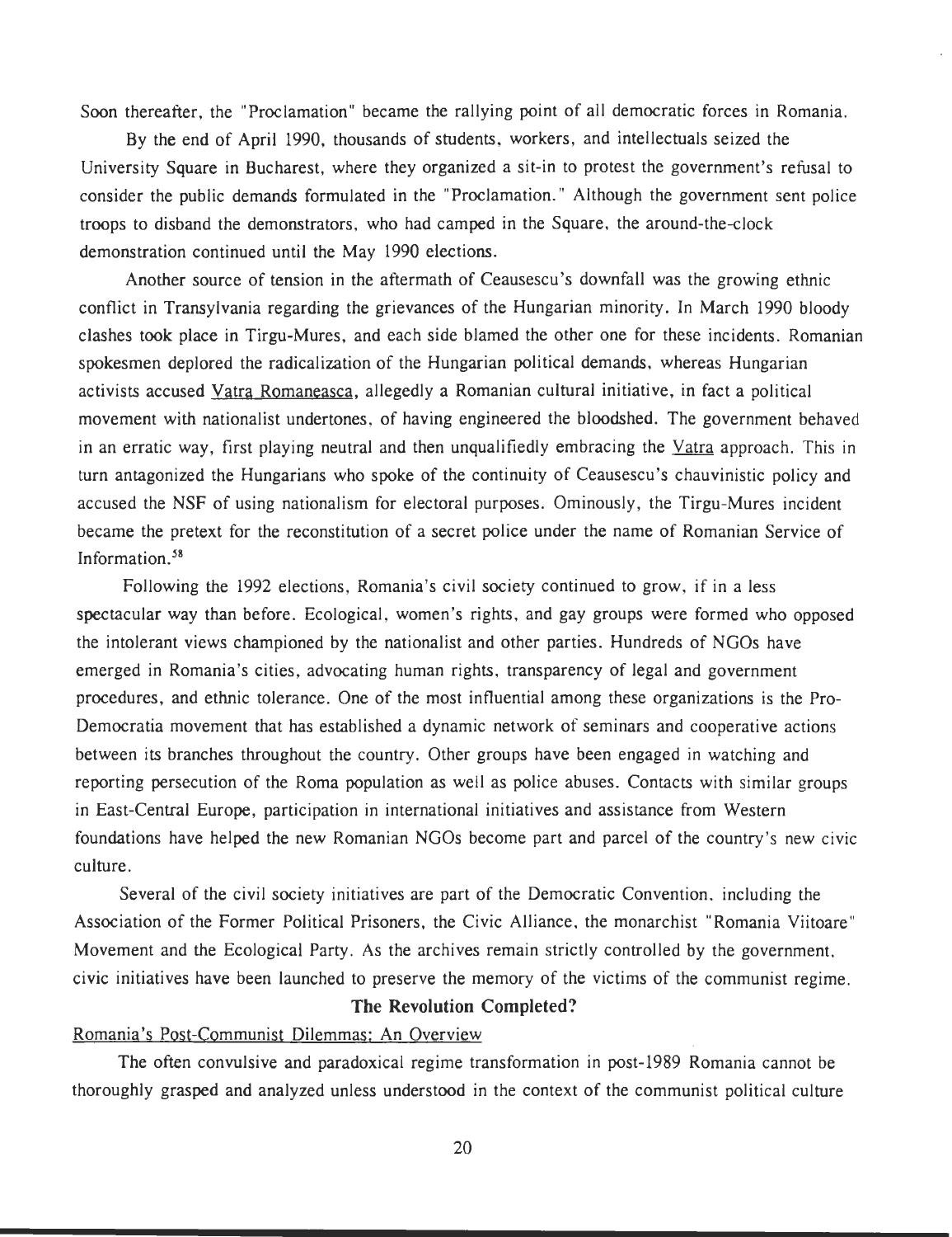Soon thereafter, the "Proclamation" became the rallying point of all democratic forces in Romania.

By the end of April 1990, thousands of students, workers, and intellectuals seized the University Square in Bucharest, where they organized a sit-in to protest the government's refusal to consider the public demands formulated in the "Proclamation." Although the government sent police troops to disband the demonstrators, who had camped in the Square, the around-the-clock demonstration continued until the May 1990 elections.

Another source of tension in the aftermath of Ceausescu's downfall was the growing ethnic conflict in Transylvania regarding the grievances of the Hungarian minority. In March 1990 bloody clashes took place in Tirgu-Mures, and each side blamed the other one for these incidents. Romanian spokesmen deplored the radicalization of the Hungarian political demands, whereas Hungarian activists accused Vatra Romaneasca, allegedly a Romanian cultural initiative, in fact a political movement with nationalist undertones, of having engineered the bloodshed. The government behaved in an erratic way, first playing neutral and then unqualifiedly embracing the Vatra approach. This in turn antagonized the Hungarians who spoke of the continuity of Ceausescu's chauvinistic policy and accused the NSF of using nationalism for electoral purposes. Ominously, the Tirgu-Mures incident became the pretext for the reconstitution of a secret police under the name of Romanian Service of Information.[58]

Following the 1992 elections, Romania's civil society continued to grow, if in a less spectacular way than before. Ecological, women's rights, and gay groups were formed who opposed the intolerant views championed by the nationalist and other parties. Hundreds of NGOs have emerged in Romania's cities, advocating human rights, transparency of legal and government procedures, and ethnic tolerance. One of the most influential among these organizations is the Pro-Democratia movement that has established a dynamic network of seminars and cooperative actions between its branches throughout the country. Other groups have been engaged in watching and reporting persecution of the Roma population as well as police abuses. Contacts with similar groups in East-Central Europe, participation in international initiatives and assistance from Western foundations have helped the new Romanian NGOs become part and parcel of the country's new civic culture.

Several of the civil society initiatives are part of the Democratic Convention, including the Association of the Former Political Prisoners, the Civic Alliance, the monarchist "Romania Viitoare" Movement and the Ecological Party. As the archives remain strictly controlled by the government, civic initiatives have been launched to preserve the memory of the victims of the communist regime.

## The Revolution Completed?

### Romania's Post-Communist Dilemmas: An Overview

The often convulsive and paradoxical regime transformation in post-1989 Romania cannot be thoroughly grasped and analyzed unless understood in the context of the communist political culture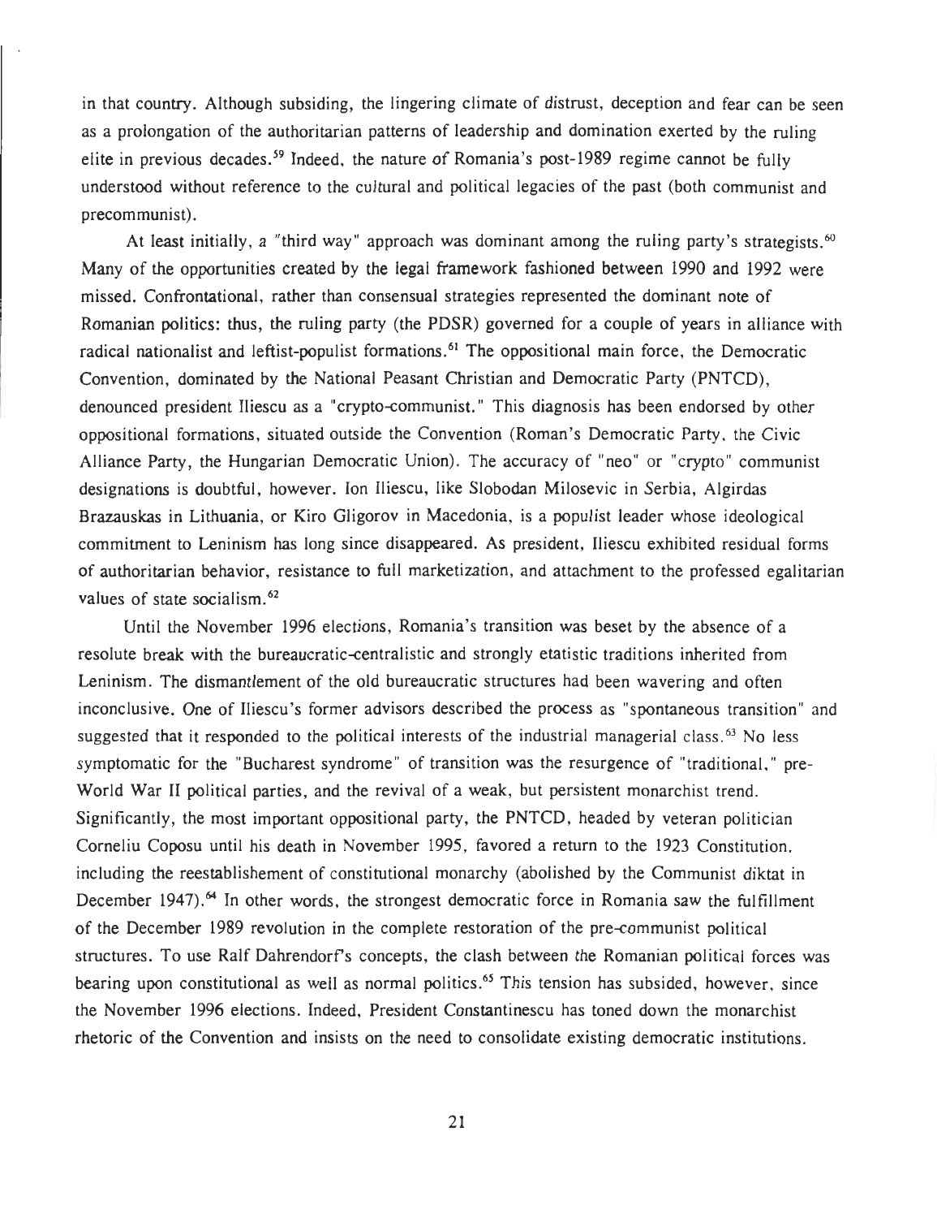in that country. Although subsiding, the lingering climate of distrust, deception and fear can be seen as a prolongation of the authoritarian patterns of leadership and domination exerted by the ruling elite in previous decades.[59] Indeed, the nature of Romania's post-1989 regime cannot be fully understood without reference to the cultural and political legacies of the past (both communist and precommunist).

At least initially, a "third way" approach was dominant among the ruling party's strategists.[60] Many of the opportunities created by the legal framework fashioned between 1990 and 1992 were missed. Confrontational, rather than consensual strategies represented the dominant note of Romanian politics: thus, the ruling party (the PDSR) governed for a couple of years in alliance with radical nationalist and leftist-populist formations.[61] The oppositional main force, the Democratic Convention, dominated by the National Peasant Christian and Democratic Party (PNTCD), denounced president Iliescu as a "crypto-communist." This diagnosis has been endorsed by other oppositional formations, situated outside the Convention (Roman's Democratic Party, the Civic Alliance Party, the Hungarian Democratic Union). The accuracy of "neo" or "crypto" communist designations is doubtful, however. Ion Iliescu, like Slobodan Milosevic in Serbia, Algirdas Brazauskas in Lithuania, or Kiro Gligorov in Macedonia, is a populist leader whose ideological commitment to Leninism has long since disappeared. As president, Iliescu exhibited residual forms of authoritarian behavior, resistance to full marketization, and attachment to the professed egalitarian values of state socialism.[62]

Until the November 1996 elections, Romania's transition was beset by the absence of a resolute break with the bureaucratic-centralistic and strongly etatistic traditions inherited from Leninism. The dismantlement of the old bureaucratic structures had been wavering and often inconclusive. One of Iliescu's former advisors described the process as "spontaneous transition" and suggested that it responded to the political interests of the industrial managerial class.[63] No less symptomatic for the "Bucharest syndrome" of transition was the resurgence of "traditional," pre-World War II political parties, and the revival of a weak, but persistent monarchist trend. Significantly, the most important oppositional party, the PNTCD, headed by veteran politician Corneliu Coposu until his death in November 1995, favored a return to the 1923 Constitution, including the reestablishement of constitutional monarchy (abolished by the Communist diktat in December 1947).[64] In other words, the strongest democratic force in Romania saw the fulfillment of the December 1989 revolution in the complete restoration of the pre-communist political structures. To use Ralf Dahrendorf's concepts, the clash between the Romanian political forces was bearing upon constitutional as well as normal politics.[65] This tension has subsided, however, since the November 1996 elections. Indeed, President Constantinescu has toned down the monarchist rhetoric of the Convention and insists on the need to consolidate existing democratic institutions.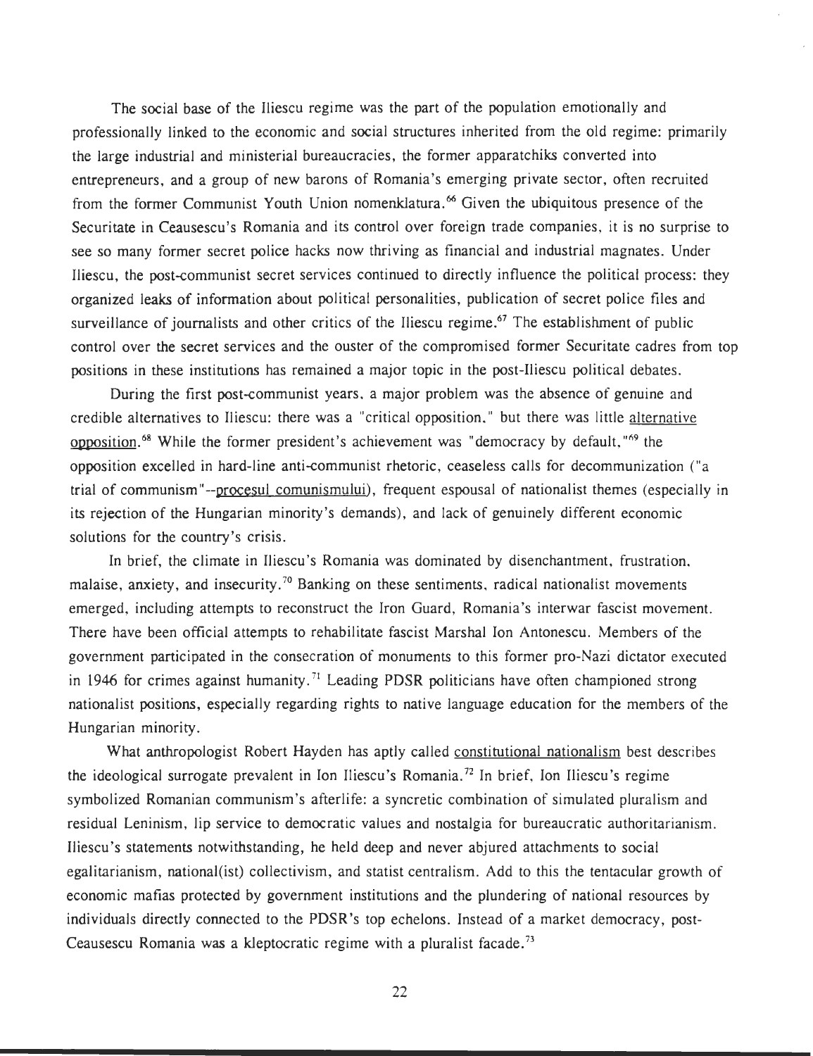The social base of the Iliescu regime was the part of the population emotionally and professionally linked to the economic and social structures inherited from the old regime: primarily the large industrial and ministerial bureaucracies, the former apparatchiks converted into entrepreneurs, and a group of new barons of Romania's emerging private sector, often recruited from the former Communist Youth Union nomenklatura.[66] Given the ubiquitous presence of the Securitate in Ceausescu's Romania and its control over foreign trade companies, it is no surprise to see so many former secret police hacks now thriving as financial and industrial magnates. Under Iliescu, the post-communist secret services continued to directly influence the political process: they organized leaks of information about political personalities, publication of secret police files and surveillance of journalists and other critics of the Iliescu regime.[67] The establishment of public control over the secret services and the ouster of the compromised former Securitate cadres from top positions in these institutions has remained a major topic in the post-Iliescu political debates.

During the first post-communist years, a major problem was the absence of genuine and credible alternatives to Iliescu: there was a "critical opposition," but there was little alternative opposition.[68] While the former president's achievement was "democracy by default,"[69] the opposition excelled in hard-line anti-communist rhetoric, ceaseless calls for decommunization ("a trial of communism"--procesul comunismului), frequent espousal of nationalist themes (especially in its rejection of the Hungarian minority's demands), and lack of genuinely different economic solutions for the country's crisis.

In brief, the climate in Iliescu's Romania was dominated by disenchantment, frustration, malaise, anxiety, and insecurity.[70] Banking on these sentiments, radical nationalist movements emerged, including attempts to reconstruct the Iron Guard, Romania's interwar fascist movement. There have been official attempts to rehabilitate fascist Marshal Ion Antonescu. Members of the government participated in the consecration of monuments to this former pro-Nazi dictator executed in 1946 for crimes against humanity.[71] Leading PDSR politicians have often championed strong nationalist positions, especially regarding rights to native language education for the members of the Hungarian minority.

What anthropologist Robert Hayden has aptly called constitutional nationalism best describes the ideological surrogate prevalent in Ion Iliescu's Romania.[72] In brief, Ion Iliescu's regime symbolized Romanian communism's afterlife: a syncretic combination of simulated pluralism and residual Leninism, lip service to democratic values and nostalgia for bureaucratic authoritarianism. Iliescu's statements notwithstanding, he held deep and never abjured attachments to social egalitarianism, national(ist) collectivism, and statist centralism. Add to this the tentacular growth of economic mafias protected by government institutions and the plundering of national resources by individuals directly connected to the PDSR's top echelons. Instead of a market democracy, post-Ceausescu Romania was a kleptocratic regime with a pluralist facade.[73]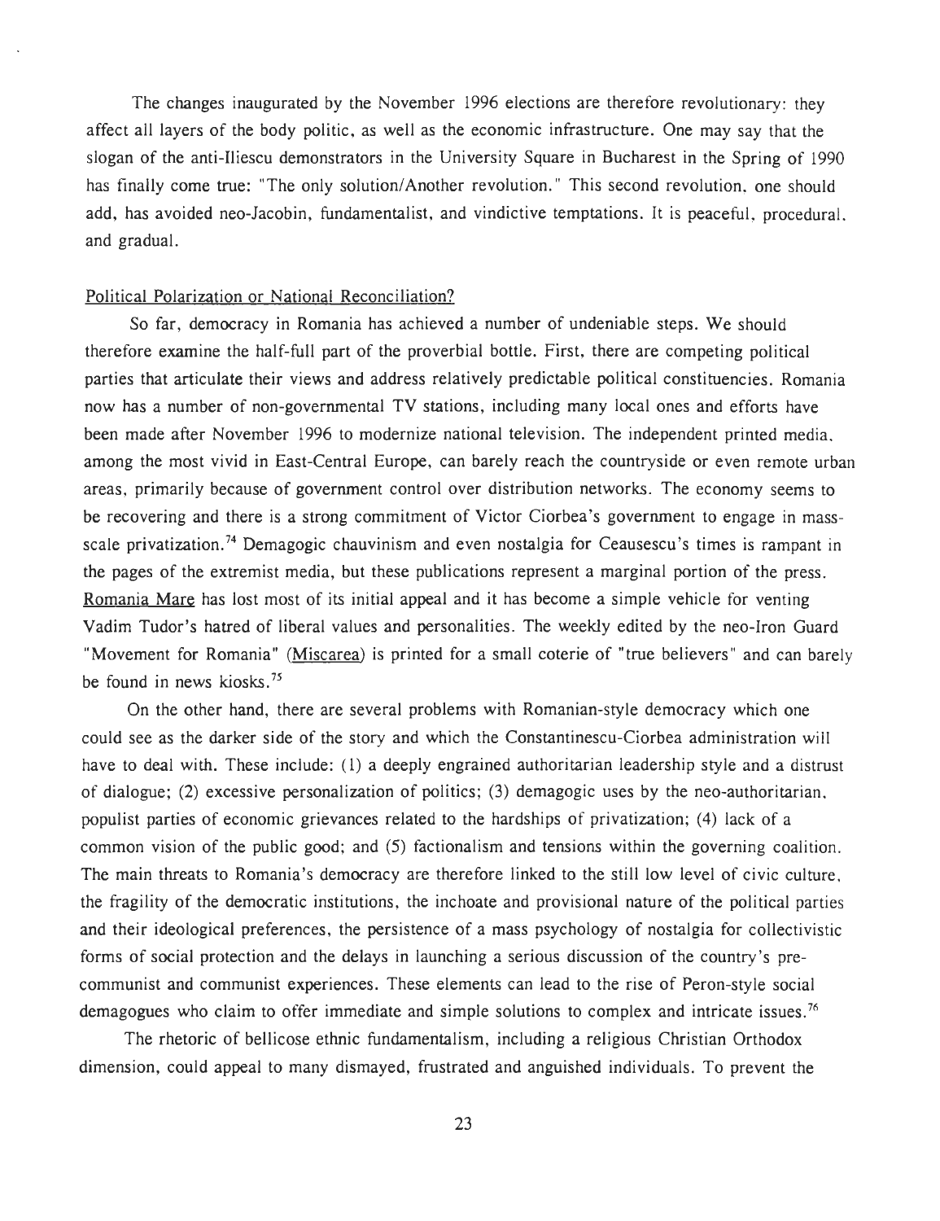The changes inaugurated by the November 1996 elections are therefore revolutionary: they affect all layers of the body politic, as well as the economic infrastructure. One may say that the slogan of the anti-Iliescu demonstrators in the University Square in Bucharest in the Spring of 1990 has finally come true: "The only solution/Another revolution." This second revolution, one should add, has avoided neo-Jacobin, fundamentalist, and vindictive temptations. It is peaceful, procedural, and gradual.

## Political Polarization or National Reconciliation?

So far, democracy in Romania has achieved a number of undeniable steps. We should therefore examine the half-full part of the proverbial bottle. First, there are competing political parties that articulate their views and address relatively predictable political constituencies. Romania now has a number of non-governmental TV stations, including many local ones and efforts have been made after November 1996 to modernize national television. The independent printed media, among the most vivid in East-Central Europe, can barely reach the countryside or even remote urban areas, primarily because of government control over distribution networks. The economy seems to be recovering and there is a strong commitment of Victor Ciorbea's government to engage in mass-scale privatization.[74] Demagogic chauvinism and even nostalgia for Ceausescu's times is rampant in the pages of the extremist media, but these publications represent a marginal portion of the press. Romania Mare has lost most of its initial appeal and it has become a simple vehicle for venting Vadim Tudor's hatred of liberal values and personalities. The weekly edited by the neo-Iron Guard "Movement for Romania" (Miscarea) is printed for a small coterie of "true believers" and can barely be found in news kiosks.[75]

On the other hand, there are several problems with Romanian-style democracy which one could see as the darker side of the story and which the Constantinescu-Ciorbea administration will have to deal with. These include: (1) a deeply engrained authoritarian leadership style and a distrust of dialogue; (2) excessive personalization of politics; (3) demagogic uses by the neo-authoritarian, populist parties of economic grievances related to the hardships of privatization; (4) lack of a common vision of the public good; and (5) factionalism and tensions within the governing coalition. The main threats to Romania's democracy are therefore linked to the still low level of civic culture, the fragility of the democratic institutions, the inchoate and provisional nature of the political parties and their ideological preferences, the persistence of a mass psychology of nostalgia for collectivistic forms of social protection and the delays in launching a serious discussion of the country's pre-communist and communist experiences. These elements can lead to the rise of Peron-style social demagogues who claim to offer immediate and simple solutions to complex and intricate issues.[76]

The rhetoric of bellicose ethnic fundamentalism, including a religious Christian Orthodox dimension, could appeal to many dismayed, frustrated and anguished individuals. To prevent the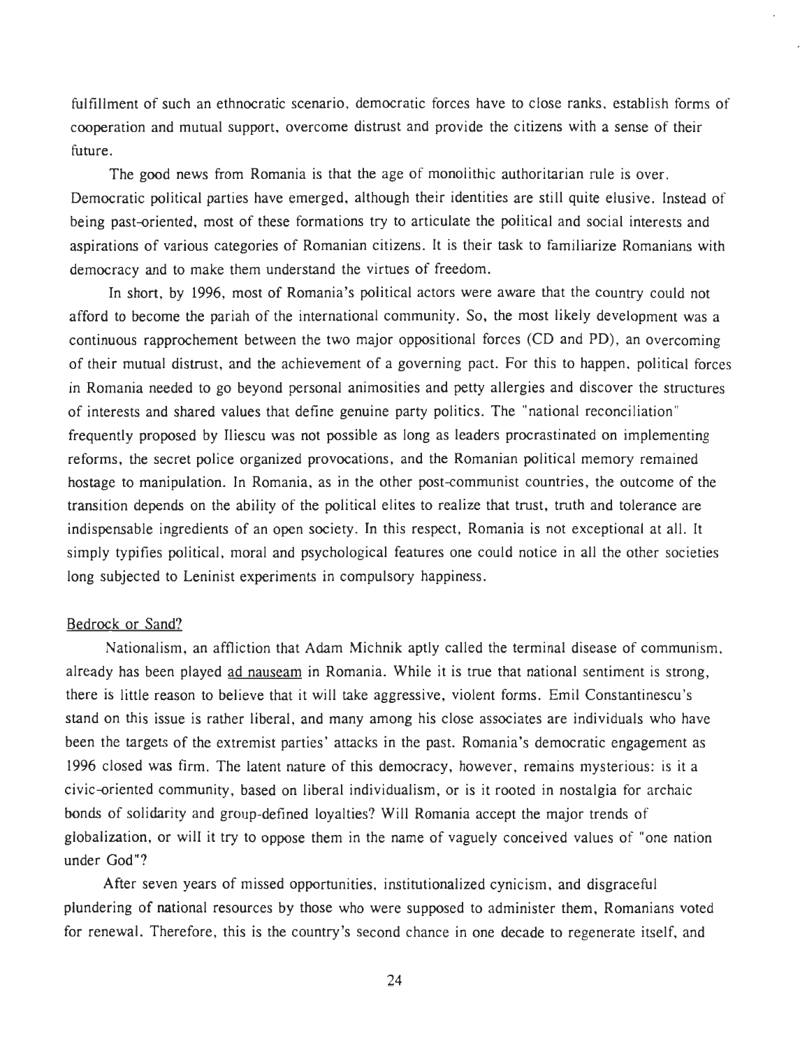fulfillment of such an ethnocratic scenario, democratic forces have to close ranks, establish forms of cooperation and mutual support, overcome distrust and provide the citizens with a sense of their future.

The good news from Romania is that the age of monolithic authoritarian rule is over. Democratic political parties have emerged, although their identities are still quite elusive. Instead of being past-oriented, most of these formations try to articulate the political and social interests and aspirations of various categories of Romanian citizens. It is their task to familiarize Romanians with democracy and to make them understand the virtues of freedom.

In short, by 1996, most of Romania's political actors were aware that the country could not afford to become the pariah of the international community. So, the most likely development was a continuous rapprochement between the two major oppositional forces (CD and PD), an overcoming of their mutual distrust, and the achievement of a governing pact. For this to happen, political forces in Romania needed to go beyond personal animosities and petty allergies and discover the structures of interests and shared values that define genuine party politics. The "national reconciliation" frequently proposed by Iliescu was not possible as long as leaders procrastinated on implementing reforms, the secret police organized provocations, and the Romanian political memory remained hostage to manipulation. In Romania, as in the other post-communist countries, the outcome of the transition depends on the ability of the political elites to realize that trust, truth and tolerance are indispensable ingredients of an open society. In this respect, Romania is not exceptional at all. It simply typifies political, moral and psychological features one could notice in all the other societies long subjected to Leninist experiments in compulsory happiness.

## Bedrock or Sand?

Nationalism, an affliction that Adam Michnik aptly called the terminal disease of communism, already has been played ad nauseam in Romania. While it is true that national sentiment is strong, there is little reason to believe that it will take aggressive, violent forms. Emil Constantinescu's stand on this issue is rather liberal, and many among his close associates are individuals who have been the targets of the extremist parties' attacks in the past. Romania's democratic engagement as 1996 closed was firm. The latent nature of this democracy, however, remains mysterious: is it a civic-oriented community, based on liberal individualism, or is it rooted in nostalgia for archaic bonds of solidarity and group-defined loyalties? Will Romania accept the major trends of globalization, or will it try to oppose them in the name of vaguely conceived values of "one nation under God"?

After seven years of missed opportunities, institutionalized cynicism, and disgraceful plundering of national resources by those who were supposed to administer them, Romanians voted for renewal. Therefore, this is the country's second chance in one decade to regenerate itself, and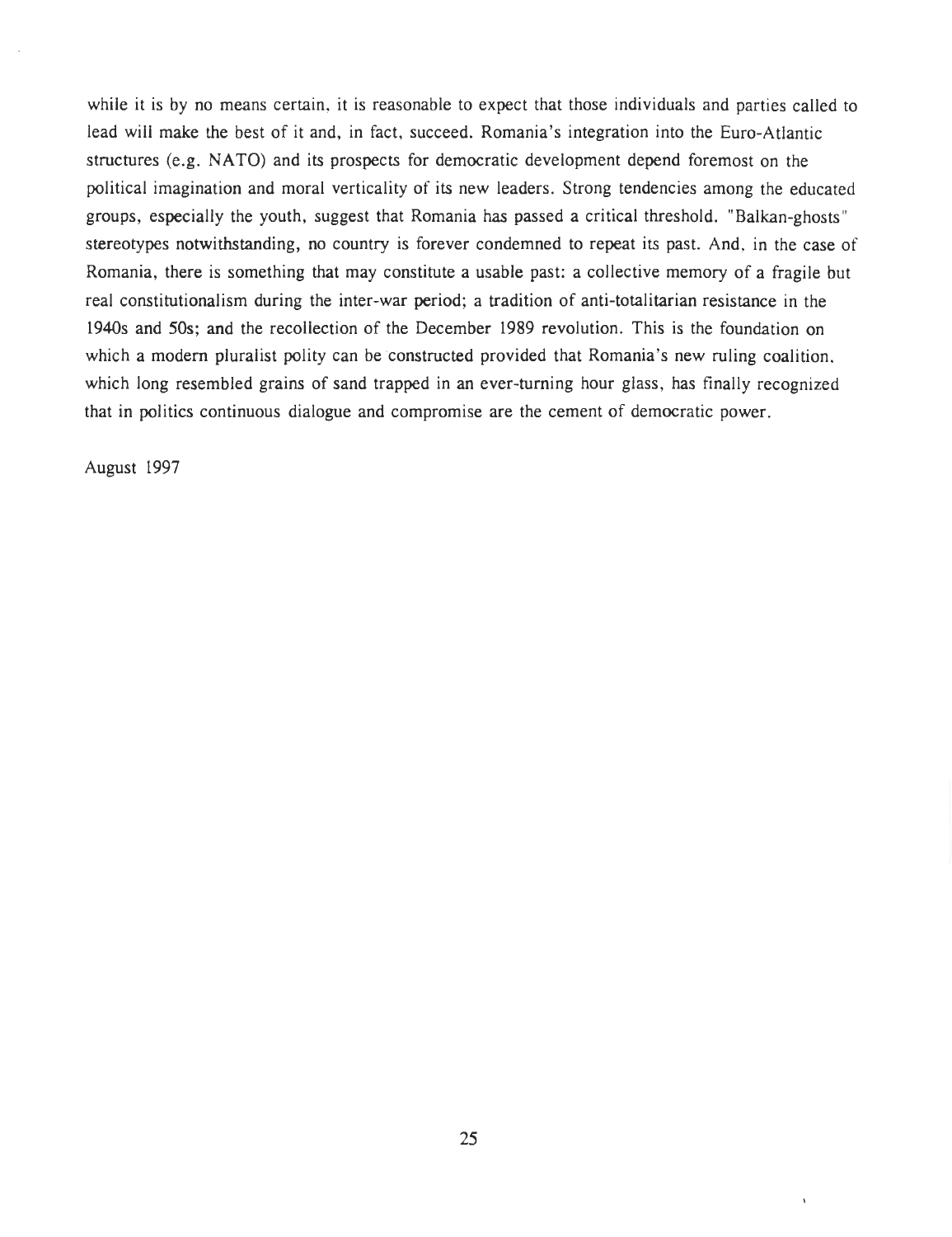while it is by no means certain, it is reasonable to expect that those individuals and parties called to lead will make the best of it and, in fact, succeed. Romania's integration into the Euro-Atlantic structures (e.g. NATO) and its prospects for democratic development depend foremost on the political imagination and moral verticality of its new leaders. Strong tendencies among the educated groups, especially the youth, suggest that Romania has passed a critical threshold. "Balkan-ghosts" stereotypes notwithstanding, no country is forever condemned to repeat its past. And, in the case of Romania, there is something that may constitute a usable past: a collective memory of a fragile but real constitutionalism during the inter-war period; a tradition of anti-totalitarian resistance in the 1940s and 50s; and the recollection of the December 1989 revolution. This is the foundation on which a modern pluralist polity can be constructed provided that Romania's new ruling coalition, which long resembled grains of sand trapped in an ever-turning hour glass, has finally recognized that in politics continuous dialogue and compromise are the cement of democratic power.

August 1997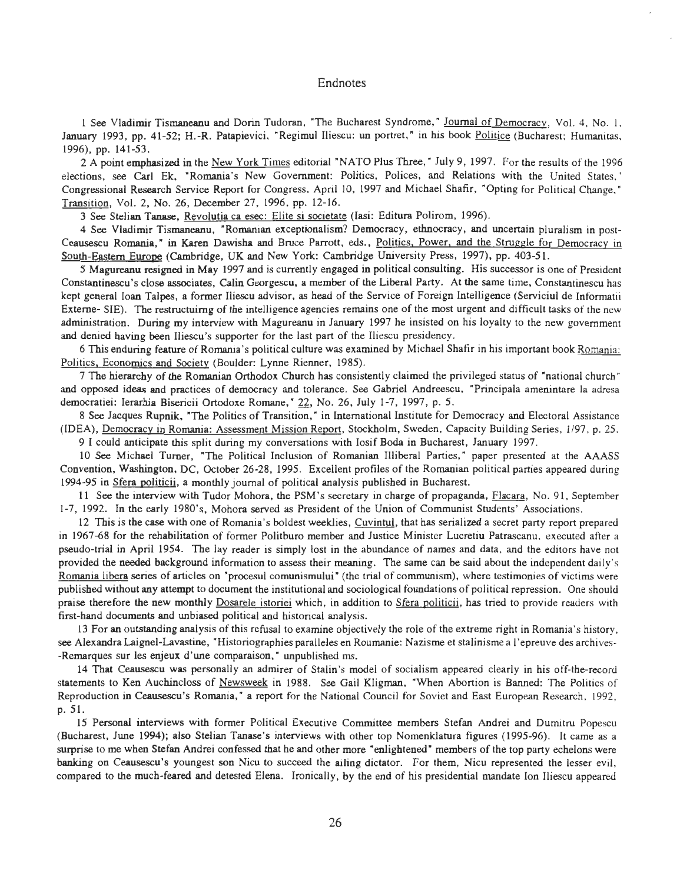# Endnotes

1 See Vladimir Tismaneanu and Dorin Tudoran, "The Bucharest Syndrome," Journal of Democracy, Vol. 4, No. 1, January 1993, pp. 41-52; H.-R. Patapievici, "Regimul Iliescu: un portret," in his book Politice (Bucharest; Humanitas, 1996), pp. 141-53.

2 A point emphasized in the New York Times editorial "NATO Plus Three," July 9, 1997. For the results of the 1996 elections, see Carl Ek, "Romania's New Government: Politics, Polices, and Relations with the United States," Congressional Research Service Report for Congress, April 10, 1997 and Michael Shafir, "Opting for Political Change," Transition, Vol. 2, No. 26, December 27, 1996, pp. 12-16.

3 See Stelian Tanase, Revolutia ca esec: Elite si societate (Iasi: Editura Polirom, 1996).

4 See Vladimir Tismaneanu, "Romanian exceptionalism? Democracy, ethnocracy, and uncertain pluralism in post-Ceausescu Romania," in Karen Dawisha and Bruce Parrott, eds., Politics, Power, and the Struggle for Democracy in South-Eastern Europe (Cambridge, UK and New York: Cambridge University Press, 1997), pp. 403-51.

5 Magureanu resigned in May 1997 and is currently engaged in political consulting. His successor is one of President Constantinescu's close associates, Calin Georgescu, a member of the Liberal Party. At the same time, Constantinescu has kept general Ioan Talpes, a former Iliescu advisor, as head of the Service of Foreign Intelligence (Serviciul de Informatii Externe- SIE). The restructuirng of the intelligence agencies remains one of the most urgent and difficult tasks of the new administration. During my interview with Magureanu in January 1997 he insisted on his loyalty to the new government and denied having been Iliescu's supporter for the last part of the Iliescu presidency.

6 This enduring feature of Romania's political culture was examined by Michael Shafir in his important book Romania: Politics, Economics and Society (Boulder: Lynne Rienner, 1985).

7 The hierarchy of the Romanian Orthodox Church has consistently claimed the privileged status of "national church" and opposed ideas and practices of democracy and tolerance. See Gabriel Andreescu, "Principala amenintare la adresa democratiei: Ierarhia Bisericii Ortodoxe Romane," 22, No. 26, July 1-7, 1997, p. 5.

8 See Jacques Rupnik, "The Politics of Transition," in International Institute for Democracy and Electoral Assistance (IDEA), Democracy in Romania: Assessment Mission Report, Stockholm, Sweden, Capacity Building Series, 1/97, p. 25.

9 I could anticipate this split during my conversations with Iosif Boda in Bucharest, January 1997.

10 See Michael Turner, "The Political Inclusion of Romanian Illiberal Parties," paper presented at the AAASS Convention, Washington, DC, October 26-28, 1995. Excellent profiles of the Romanian political parties appeared during 1994-95 in Sfera politicii, a monthly journal of political analysis published in Bucharest.

11 See the interview with Tudor Mohora, the PSM's secretary in charge of propaganda, Flacara, No. 91, September 1-7, 1992. In the early 1980's, Mohora served as President of the Union of Communist Students' Associations.

12 This is the case with one of Romania's boldest weeklies, Cuvintul, that has serialized a secret party report prepared in 1967-68 for the rehabilitation of former Politburo member and Justice Minister Lucretiu Patrascanu, executed after a pseudo-trial in April 1954. The lay reader is simply lost in the abundance of names and data, and the editors have not provided the needed background information to assess their meaning. The same can be said about the independent daily's Romania libera series of articles on "procesul comunismului" (the trial of communism), where testimonies of victims were published without any attempt to document the institutional and sociological foundations of political repression. One should praise therefore the new monthly Dosarele istoriei which, in addition to Sfera politicii, has tried to provide readers with first-hand documents and unbiased political and historical analysis.

13 For an outstanding analysis of this refusal to examine objectively the role of the extreme right in Romania's history, see Alexandra Laignel-Lavastine, "Historiographies paralleles en Roumanie: Nazisme et stalinisme a l'epreuve des archives--Remarques sur les enjeux d'une comparaison," unpublished ms.

14 That Ceausescu was personally an admirer of Stalin's model of socialism appeared clearly in his off-the-record statements to Ken Auchincloss of Newsweek in 1988. See Gail Kligman, "When Abortion is Banned: The Politics of Reproduction in Ceausescu's Romania," a report for the National Council for Soviet and East European Research, 1992, p. 51.

15 Personal interviews with former Political Executive Committee members Stefan Andrei and Dumitru Popescu (Bucharest, June 1994); also Stelian Tanase's interviews with other top Nomenklatura figures (1995-96). It came as a surprise to me when Stefan Andrei confessed that he and other more "enlightened" members of the top party echelons were banking on Ceausescu's youngest son Nicu to succeed the ailing dictator. For them, Nicu represented the lesser evil, compared to the much-feared and detested Elena. Ironically, by the end of his presidential mandate Ion Iliescu appeared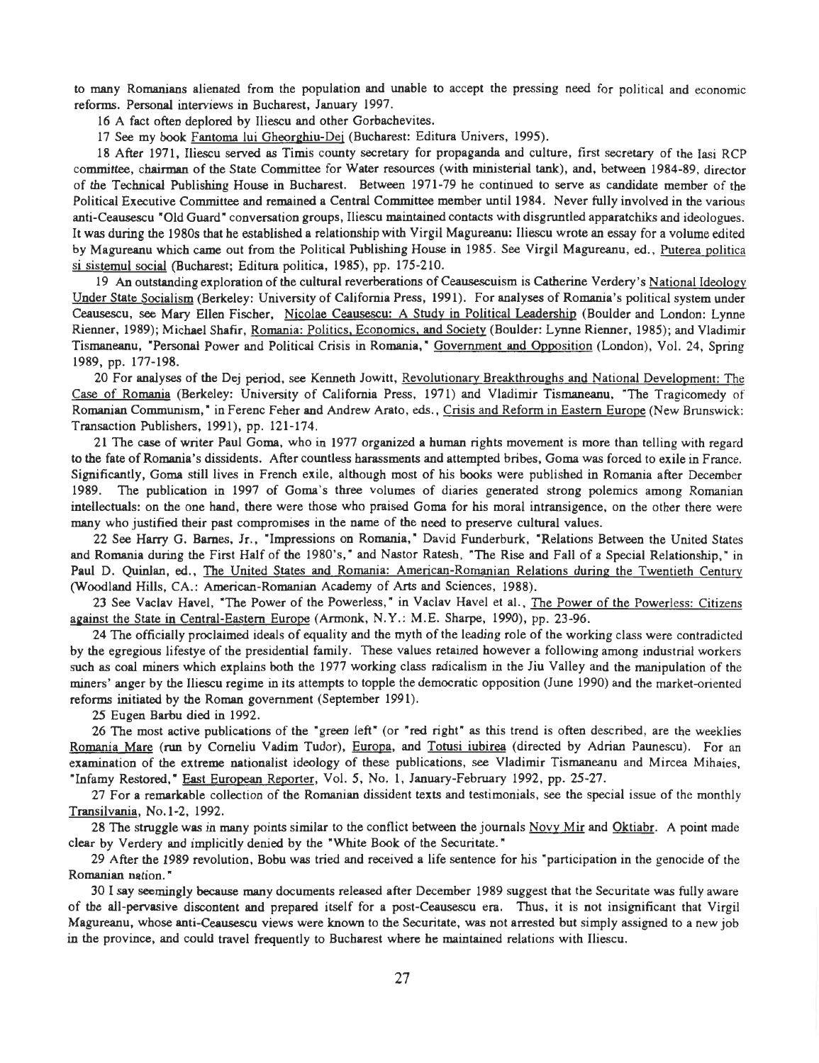to many Romanians alienated from the population and unable to accept the pressing need for political and economic reforms. Personal interviews in Bucharest, January 1997.

16 A fact often deplored by Iliescu and other Gorbachevites.

17 See my book Fantoma lui Gheorghiu-Dej (Bucharest: Editura Univers, 1995).

18 After 1971, Iliescu served as Timis county secretary for propaganda and culture, first secretary of the Iasi RCP committee, chairman of the State Committee for Water resources (with ministerial tank), and, between 1984-89, director of the Technical Publishing House in Bucharest. Between 1971-79 he continued to serve as candidate member of the Political Executive Committee and remained a Central Committee member until 1984. Never fully involved in the various anti-Ceausescu "Old Guard" conversation groups, Iliescu maintained contacts with disgruntled apparatchiks and ideologues. It was during the 1980s that he established a relationship with Virgil Magureanu: Iliescu wrote an essay for a volume edited by Magureanu which came out from the Political Publishing House in 1985. See Virgil Magureanu, ed., Puterea politica si sistemul social (Bucharest; Editura politica, 1985), pp. 175-210.

19 An outstanding exploration of the cultural reverberations of Ceausescuism is Catherine Verdery's National Ideology Under State Socialism (Berkeley: University of California Press, 1991). For analyses of Romania's political system under Ceausescu, see Mary Ellen Fischer, Nicolae Ceausescu: A Study in Political Leadership (Boulder and London: Lynne Rienner, 1989); Michael Shafir, Romania: Politics, Economics, and Society (Boulder: Lynne Rienner, 1985); and Vladimir Tismaneanu, "Personal Power and Political Crisis in Romania," Government and Opposition (London), Vol. 24, Spring 1989, pp. 177-198.

20 For analyses of the Dej period, see Kenneth Jowitt, Revolutionary Breakthroughs and National Development: The Case of Romania (Berkeley: University of California Press, 1971) and Vladimir Tismaneanu, "The Tragicomedy of Romanian Communism," in Ferenc Feher and Andrew Arato, eds., Crisis and Reform in Eastern Europe (New Brunswick: Transaction Publishers, 1991), pp. 121-174.

21 The case of writer Paul Goma, who in 1977 organized a human rights movement is more than telling with regard to the fate of Romania's dissidents. After countless harassments and attempted bribes, Goma was forced to exile in France. Significantly, Goma still lives in French exile, although most of his books were published in Romania after December 1989. The publication in 1997 of Goma's three volumes of diaries generated strong polemics among Romanian intellectuals: on the one hand, there were those who praised Goma for his moral intransigence, on the other there were many who justified their past compromises in the name of the need to preserve cultural values.

22 See Harry G. Barnes, Jr., "Impressions on Romania," David Funderburk, "Relations Between the United States and Romania during the First Half of the 1980's," and Nastor Ratesh, "The Rise and Fall of a Special Relationship," in Paul D. Quinlan, ed., The United States and Romania: American-Romanian Relations during the Twentieth Century (Woodland Hills, CA.: American-Romanian Academy of Arts and Sciences, 1988).

23 See Vaclav Havel, "The Power of the Powerless," in Vaclav Havel et al., The Power of the Powerless: Citizens against the State in Central-Eastern Europe (Armonk, N.Y.: M.E. Sharpe, 1990), pp. 23-96.

24 The officially proclaimed ideals of equality and the myth of the leading role of the working class were contradicted by the egregious lifestye of the presidential family. These values retained however a following among industrial workers such as coal miners which explains both the 1977 working class radicalism in the Jiu Valley and the manipulation of the miners' anger by the Iliescu regime in its attempts to topple the democratic opposition (June 1990) and the market-oriented reforms initiated by the Roman government (September 1991).

25 Eugen Barbu died in 1992.

26 The most active publications of the "green left" (or "red right" as this trend is often described, are the weeklies Romania Mare (run by Corneliu Vadim Tudor), Europa, and Totusi iubirea (directed by Adrian Paunescu). For an examination of the extreme nationalist ideology of these publications, see Vladimir Tismaneanu and Mircea Mihaies, "Infamy Restored," East European Reporter, Vol. 5, No. 1, January-February 1992, pp. 25-27.

27 For a remarkable collection of the Romanian dissident texts and testimonials, see the special issue of the monthly Transilvania, No.1-2, 1992.

28 The struggle was in many points similar to the conflict between the journals Novy Mir and Oktiabr. A point made clear by Verdery and implicitly denied by the "White Book of the Securitate."

29 After the 1989 revolution, Bobu was tried and received a life sentence for his "participation in the genocide of the Romanian nation."

30 I say seemingly because many documents released after December 1989 suggest that the Securitate was fully aware of the all-pervasive discontent and prepared itself for a post-Ceausescu era. Thus, it is not insignificant that Virgil Magureanu, whose anti-Ceausescu views were known to the Securitate, was not arrested but simply assigned to a new job in the province, and could travel frequently to Bucharest where he maintained relations with Iliescu.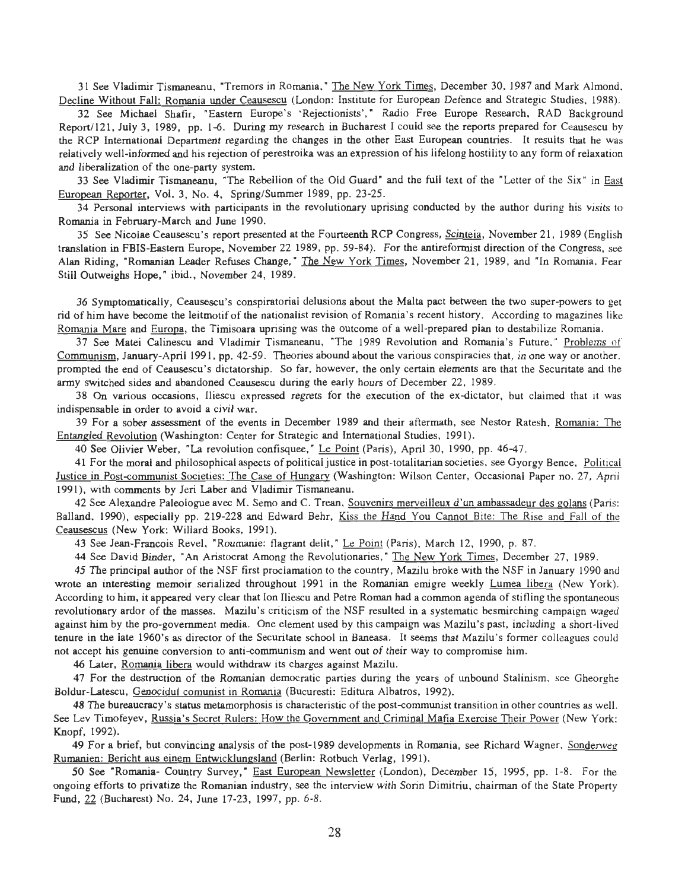31 See Vladimir Tismaneanu, "Tremors in Romania," The New York Times, December 30, 1987 and Mark Almond, Decline Without Fall: Romania under Ceausescu (London: Institute for European Defence and Strategic Studies, 1988).

32 See Michael Shafir, "Eastern Europe's 'Rejectionists'," Radio Free Europe Research, RAD Background Report/121, July 3, 1989, pp. 1-6. During my research in Bucharest I could see the reports prepared for Ceausescu by the RCP International Department regarding the changes in the other East European countries. It results that he was relatively well-informed and his rejection of perestroika was an expression of his lifelong hostility to any form of relaxation and liberalization of the one-party system.

33 See Vladimir Tismaneanu, "The Rebellion of the Old Guard" and the full text of the "Letter of the Six" in East European Reporter, Vol. 3, No. 4, Spring/Summer 1989, pp. 23-25.

34 Personal interviews with participants in the revolutionary uprising conducted by the author during his visits to Romania in February-March and June 1990.

35 See Nicolae Ceausescu's report presented at the Fourteenth RCP Congress, Scinteia, November 21, 1989 (English translation in FBIS-Eastern Europe, November 22 1989, pp. 59-84). For the antireformist direction of the Congress, see Alan Riding, "Romanian Leader Refuses Change," The New York Times, November 21, 1989, and "In Romania, Fear Still Outweighs Hope," ibid., November 24, 1989.

36 Symptomatically, Ceausescu's conspiratorial delusions about the Malta pact between the two super-powers to get rid of him have become the leitmotif of the nationalist revision of Romania's recent history. According to magazines like Romania Mare and Europa, the Timisoara uprising was the outcome of a well-prepared plan to destabilize Romania.

37 See Matei Calinescu and Vladimir Tismaneanu, "The 1989 Revolution and Romania's Future," Problems of Communism, January-April 1991, pp. 42-59. Theories abound about the various conspiracies that, in one way or another, prompted the end of Ceausescu's dictatorship. So far, however, the only certain elements are that the Securitate and the army switched sides and abandoned Ceausescu during the early hours of December 22, 1989.

38 On various occasions, Iliescu expressed regrets for the execution of the ex-dictator, but claimed that it was indispensable in order to avoid a civil war.

39 For a sober assessment of the events in December 1989 and their aftermath, see Nestor Ratesh, Romania: The Entangled Revolution (Washington: Center for Strategic and International Studies, 1991).

40 See Olivier Weber, "La revolution confisquee," Le Point (Paris), April 30, 1990, pp. 46-47.

41 For the moral and philosophical aspects of political justice in post-totalitarian societies, see Gyorgy Bence, Political Justice in Post-communist Societies: The Case of Hungary (Washington: Wilson Center, Occasional Paper no. 27, April 1991), with comments by Jeri Laber and Vladimir Tismaneanu.

42 See Alexandre Paleologue avec M. Semo and C. Trean, Souvenirs merveilleux d'un ambassadeur des golans (Paris: Balland, 1990), especially pp. 219-228 and Edward Behr, Kiss the Hand You Cannot Bite: The Rise and Fall of the Ceausescus (New York: Willard Books, 1991).

43 See Jean-Francois Revel, "Roumanie: flagrant delit," Le Point (Paris), March 12, 1990, p. 87.

44 See David Binder, "An Aristocrat Among the Revolutionaries," The New York Times, December 27, 1989.

45 The principal author of the NSF first proclamation to the country, Mazilu broke with the NSF in January 1990 and wrote an interesting memoir serialized throughout 1991 in the Romanian emigre weekly Lumea libera (New York). According to him, it appeared very clear that Ion Iliescu and Petre Roman had a common agenda of stifling the spontaneous revolutionary ardor of the masses. Mazilu's criticism of the NSF resulted in a systematic besmirching campaign waged against him by the pro-government media. One element used by this campaign was Mazilu's past, including a short-lived tenure in the late 1960's as director of the Securitate school in Baneasa. It seems that Mazilu's former colleagues could not accept his genuine conversion to anti-communism and went out of their way to compromise him.

46 Later, Romania libera would withdraw its charges against Mazilu.

47 For the destruction of the Romanian democratic parties during the years of unbound Stalinism, see Gheorghe Boldur-Latescu, Genocidul comunist in Romania (Bucuresti: Editura Albatros, 1992).

48 The bureaucracy's status metamorphosis is characteristic of the post-communist transition in other countries as well. See Lev Timofeyev, Russia's Secret Rulers: How the Government and Criminal Mafia Exercise Their Power (New York: Knopf, 1992).

49 For a brief, but convincing analysis of the post-1989 developments in Romania, see Richard Wagner, Sonderweg Rumanien: Bericht aus einem Entwicklungsland (Berlin: Rotbuch Verlag, 1991).

50 See "Romania- Country Survey," East European Newsletter (London), December 15, 1995, pp. 1-8. For the ongoing efforts to privatize the Romanian industry, see the interview with Sorin Dimitriu, chairman of the State Property Fund, 22 (Bucharest) No. 24, June 17-23, 1997, pp. 6-8.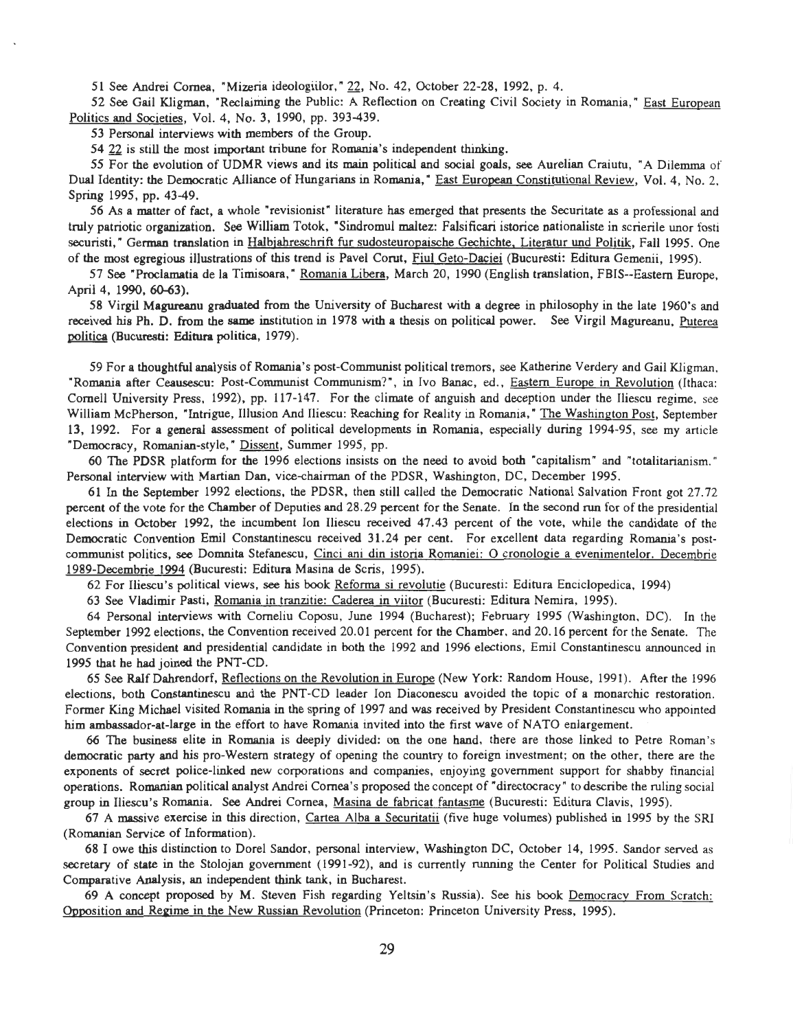51 See Andrei Cornea, "Mizeria ideologiilor," 22, No. 42, October 22-28, 1992, p. 4.

52 See Gail Kligman, "Reclaiming the Public: A Reflection on Creating Civil Society in Romania," East European Politics and Societies, Vol. 4, No. 3, 1990, pp. 393-439.

53 Personal interviews with members of the Group.

54 22 is still the most important tribune for Romania's independent thinking.

55 For the evolution of UDMR views and its main political and social goals, see Aurelian Craiutu, "A Dilemma of Dual Identity: the Democratic Alliance of Hungarians in Romania," East European Constitutional Review, Vol. 4, No. 2, Spring 1995, pp. 43-49.

56 As a matter of fact, a whole "revisionist" literature has emerged that presents the Securitate as a professional and truly patriotic organization. See William Totok, "Sindromul maltez: Falsificari istorice nationaliste in scrierile unor fosti securisti," German translation in Halbjahreschrift fur sudosteuropaische Gechichte, Literatur und Politik, Fall 1995. One of the most egregious illustrations of this trend is Pavel Corut, Fiul Geto-Daciei (Bucuresti: Editura Gemenii, 1995).

57 See "Proclamatia de la Timisoara," Romania Libera, March 20, 1990 (English translation, FBIS--Eastern Europe, April 4, 1990, 60-63).

58 Virgil Magureanu graduated from the University of Bucharest with a degree in philosophy in the late 1960's and received his Ph. D. from the same institution in 1978 with a thesis on political power. See Virgil Magureanu, Puterea politica (Bucuresti: Editura politica, 1979).

59 For a thoughtful analysis of Romania's post-Communist political tremors, see Katherine Verdery and Gail Kligman, "Romania after Ceausescu: Post-Communist Communism?", in Ivo Banac, ed., Eastern Europe in Revolution (Ithaca: Cornell University Press, 1992), pp. 117-147. For the climate of anguish and deception under the Iliescu regime, see William McPherson, "Intrigue, Illusion And Iliescu: Reaching for Reality in Romania," The Washington Post, September 13, 1992. For a general assessment of political developments in Romania, especially during 1994-95, see my article "Democracy, Romanian-style," Dissent, Summer 1995, pp.

60 The PDSR platform for the 1996 elections insists on the need to avoid both "capitalism" and "totalitarianism." Personal interview with Martian Dan, vice-chairman of the PDSR, Washington, DC, December 1995.

61 In the September 1992 elections, the PDSR, then still called the Democratic National Salvation Front got 27.72 percent of the vote for the Chamber of Deputies and 28.29 percent for the Senate. In the second run for of the presidential elections in October 1992, the incumbent Ion Iliescu received 47.43 percent of the vote, while the candidate of the Democratic Convention Emil Constantinescu received 31.24 per cent. For excellent data regarding Romania's post-communist politics, see Domnita Stefanescu, Cinci ani din istoria Romaniei: O cronologie a evenimentelor. Decembrie 1989-Decembrie 1994 (Bucuresti: Editura Masina de Scris, 1995).

62 For Iliescu's political views, see his book Reforma si revolutie (Bucuresti: Editura Enciclopedica, 1994)

63 See Vladimir Pasti, Romania in tranzitie: Caderea in viitor (Bucuresti: Editura Nemira, 1995).

64 Personal interviews with Corneliu Coposu, June 1994 (Bucharest); February 1995 (Washington, DC). In the September 1992 elections, the Convention received 20.01 percent for the Chamber, and 20.16 percent for the Senate. The Convention president and presidential candidate in both the 1992 and 1996 elections, Emil Constantinescu announced in 1995 that he had joined the PNT-CD.

65 See Ralf Dahrendorf, Reflections on the Revolution in Europe (New York: Random House, 1991). After the 1996 elections, both Constantinescu and the PNT-CD leader Ion Diaconescu avoided the topic of a monarchic restoration. Former King Michael visited Romania in the spring of 1997 and was received by President Constantinescu who appointed him ambassador-at-large in the effort to have Romania invited into the first wave of NATO enlargement.

66 The business elite in Romania is deeply divided: on the one hand, there are those linked to Petre Roman's democratic party and his pro-Western strategy of opening the country to foreign investment; on the other, there are the exponents of secret police-linked new corporations and companies, enjoying government support for shabby financial operations. Romanian political analyst Andrei Cornea's proposed the concept of "directocracy" to describe the ruling social group in Iliescu's Romania. See Andrei Cornea, Masina de fabricat fantasme (Bucuresti: Editura Clavis, 1995).

67 A massive exercise in this direction, Cartea Alba a Securitatii (five huge volumes) published in 1995 by the SRI (Romanian Service of Information).

68 I owe this distinction to Dorel Sandor, personal interview, Washington DC, October 14, 1995. Sandor served as secretary of state in the Stolojan government (1991-92), and is currently running the Center for Political Studies and Comparative Analysis, an independent think tank, in Bucharest.

69 A concept proposed by M. Steven Fish regarding Yeltsin's Russia). See his book Democracy From Scratch: Opposition and Regime in the New Russian Revolution (Princeton: Princeton University Press, 1995).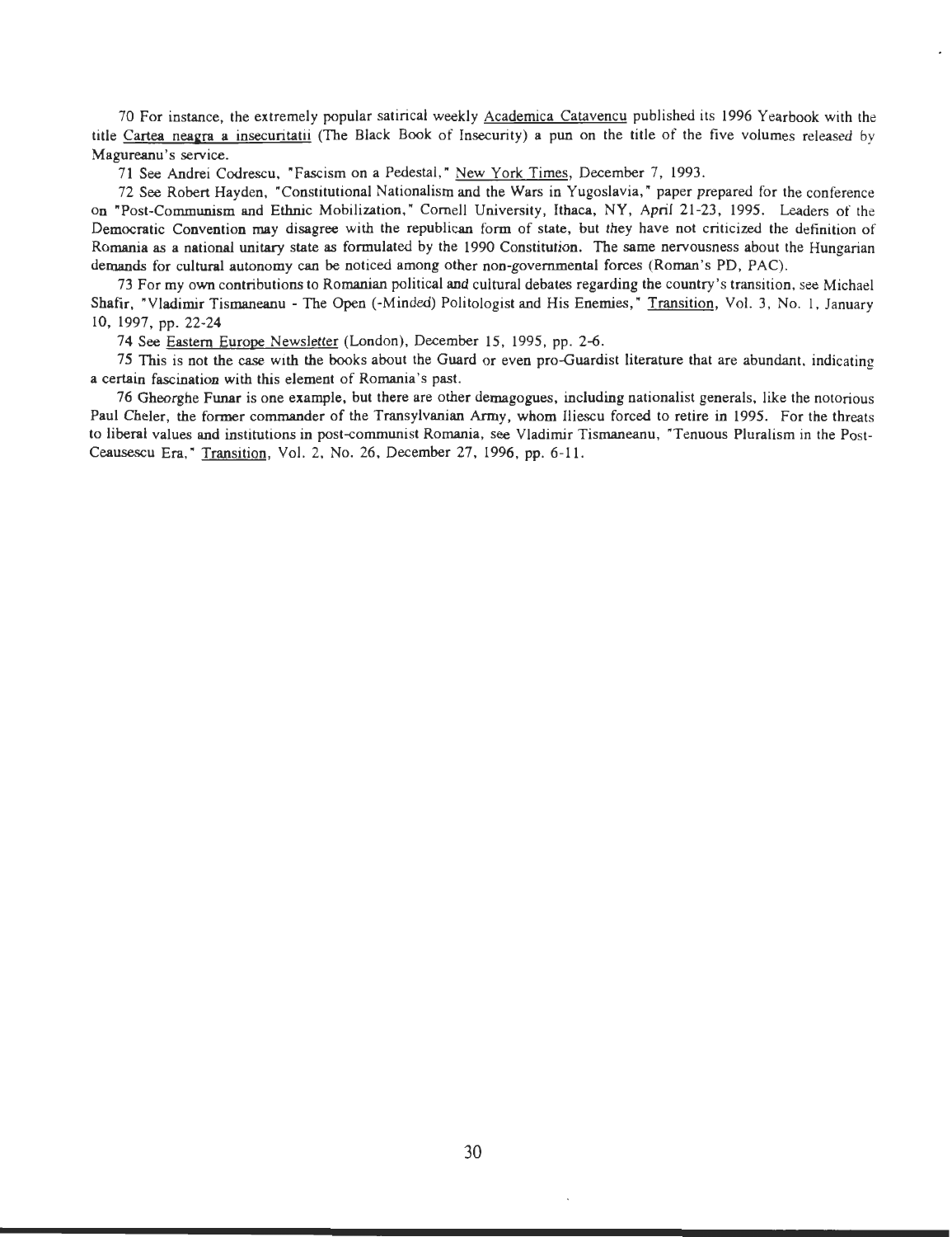70 For instance, the extremely popular satirical weekly Academica Catavencu published its 1996 Yearbook with the title Cartea neagra a insecuritatii (The Black Book of Insecurity) a pun on the title of the five volumes released by Magureanu's service.

71 See Andrei Codrescu, "Fascism on a Pedestal," New York Times, December 7, 1993.

72 See Robert Hayden, "Constitutional Nationalism and the Wars in Yugoslavia," paper prepared for the conference on "Post-Communism and Ethnic Mobilization," Cornell University, Ithaca, NY, April 21-23, 1995. Leaders of the Democratic Convention may disagree with the republican form of state, but they have not criticized the definition of Romania as a national unitary state as formulated by the 1990 Constitution. The same nervousness about the Hungarian demands for cultural autonomy can be noticed among other non-governmental forces (Roman's PD, PAC).

73 For my own contributions to Romanian political and cultural debates regarding the country's transition, see Michael Shafir, "Vladimir Tismaneanu - The Open (-Minded) Politologist and His Enemies," Transition, Vol. 3, No. 1, January 10, 1997, pp. 22-24

74 See Eastern Europe Newsletter (London), December 15, 1995, pp. 2-6.

75 This is not the case with the books about the Guard or even pro-Guardist literature that are abundant, indicating a certain fascination with this element of Romania's past.

76 Gheorghe Funar is one example, but there are other demagogues, including nationalist generals, like the notorious Paul Cheler, the former commander of the Transylvanian Army, whom Iliescu forced to retire in 1995. For the threats to liberal values and institutions in post-communist Romania, see Vladimir Tismaneanu, "Tenuous Pluralism in the Post-Ceausescu Era," Transition, Vol. 2, No. 26, December 27, 1996, pp. 6-11.